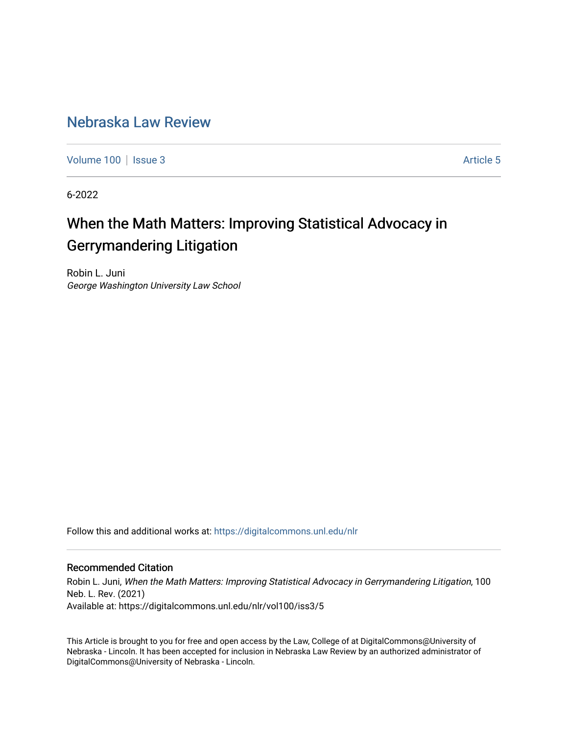Nebraska Law Review

Volume 100 | Issue 3 — Article 5

6-2022

# When the Math Matters: Improving Statistical Advocacy in Gerrymandering Litigation

Robin L. Juni
*George Washington University Law School*

Follow this and additional works at: https://digitalcommons.unl.edu/nlr

## Recommended Citation

Robin L. Juni, *When the Math Matters: Improving Statistical Advocacy in Gerrymandering Litigation*, 100 Neb. L. Rev. (2021)
Available at: https://digitalcommons.unl.edu/nlr/vol100/iss3/5

This Article is brought to you for free and open access by the Law, College of at DigitalCommons@University of Nebraska - Lincoln. It has been accepted for inclusion in Nebraska Law Review by an authorized administrator of DigitalCommons@University of Nebraska - Lincoln.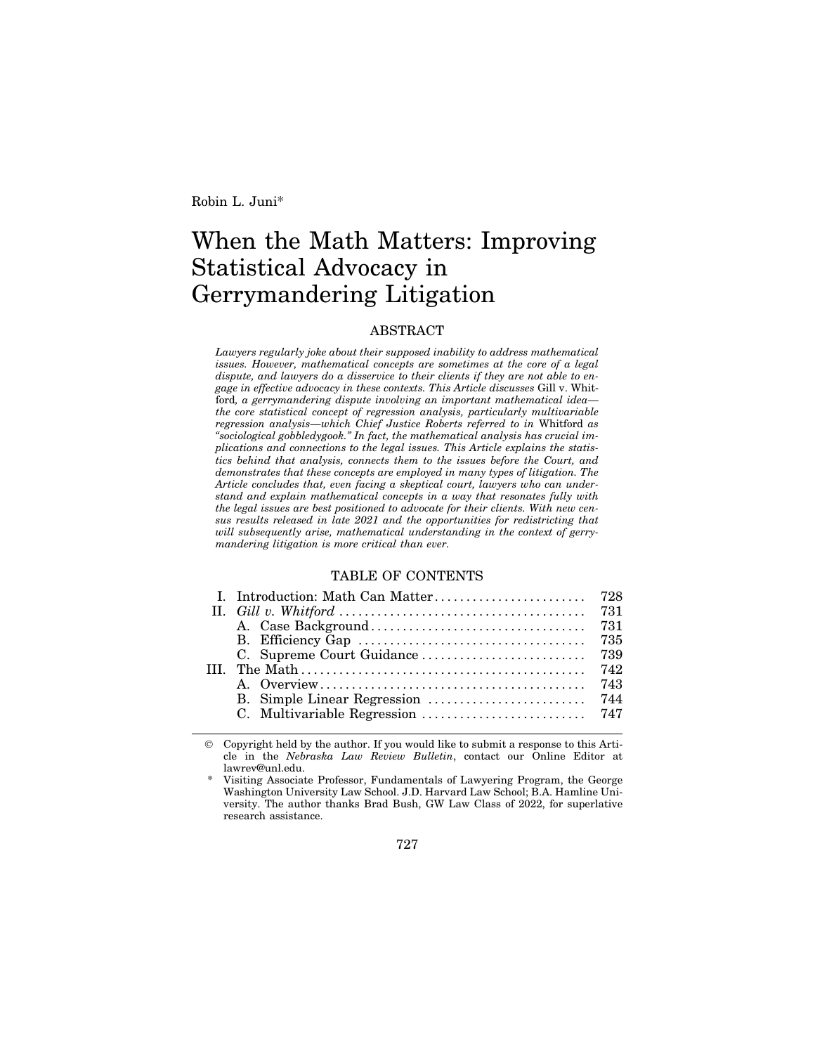Robin L. Juni*

# When the Math Matters: Improving Statistical Advocacy in Gerrymandering Litigation

## ABSTRACT

*Lawyers regularly joke about their supposed inability to address mathematical issues. However, mathematical concepts are sometimes at the core of a legal dispute, and lawyers do a disservice to their clients if they are not able to engage in effective advocacy in these contexts. This Article discusses* Gill v. Whitford*, a gerrymandering dispute involving an important mathematical idea—the core statistical concept of regression analysis, particularly multivariable regression analysis—which Chief Justice Roberts referred to in* Whitford *as "sociological gobbledygook." In fact, the mathematical analysis has crucial implications and connections to the legal issues. This Article explains the statistics behind that analysis, connects them to the issues before the Court, and demonstrates that these concepts are employed in many types of litigation. The Article concludes that, even facing a skeptical court, lawyers who can understand and explain mathematical concepts in a way that resonates fully with the legal issues are best positioned to advocate for their clients. With new census results released in late 2021 and the opportunities for redistricting that will subsequently arise, mathematical understanding in the context of gerrymandering litigation is more critical than ever.*

## TABLE OF CONTENTS

| | | |
|---|---|---|
| I. | Introduction: Math Can Matter | 728 |
| II. | *Gill v. Whitford* | 731 |
| | A. Case Background | 731 |
| | B. Efficiency Gap | 735 |
| | C. Supreme Court Guidance | 739 |
| III. | The Math | 742 |
| | A. Overview | 743 |
| | B. Simple Linear Regression | 744 |
| | C. Multivariable Regression | 747 |

© Copyright held by the author. If you would like to submit a response to this Article in the *Nebraska Law Review Bulletin*, contact our Online Editor at lawrev@unl.edu.

\* Visiting Associate Professor, Fundamentals of Lawyering Program, the George Washington University Law School. J.D. Harvard Law School; B.A. Hamline University. The author thanks Brad Bush, GW Law Class of 2022, for superlative research assistance.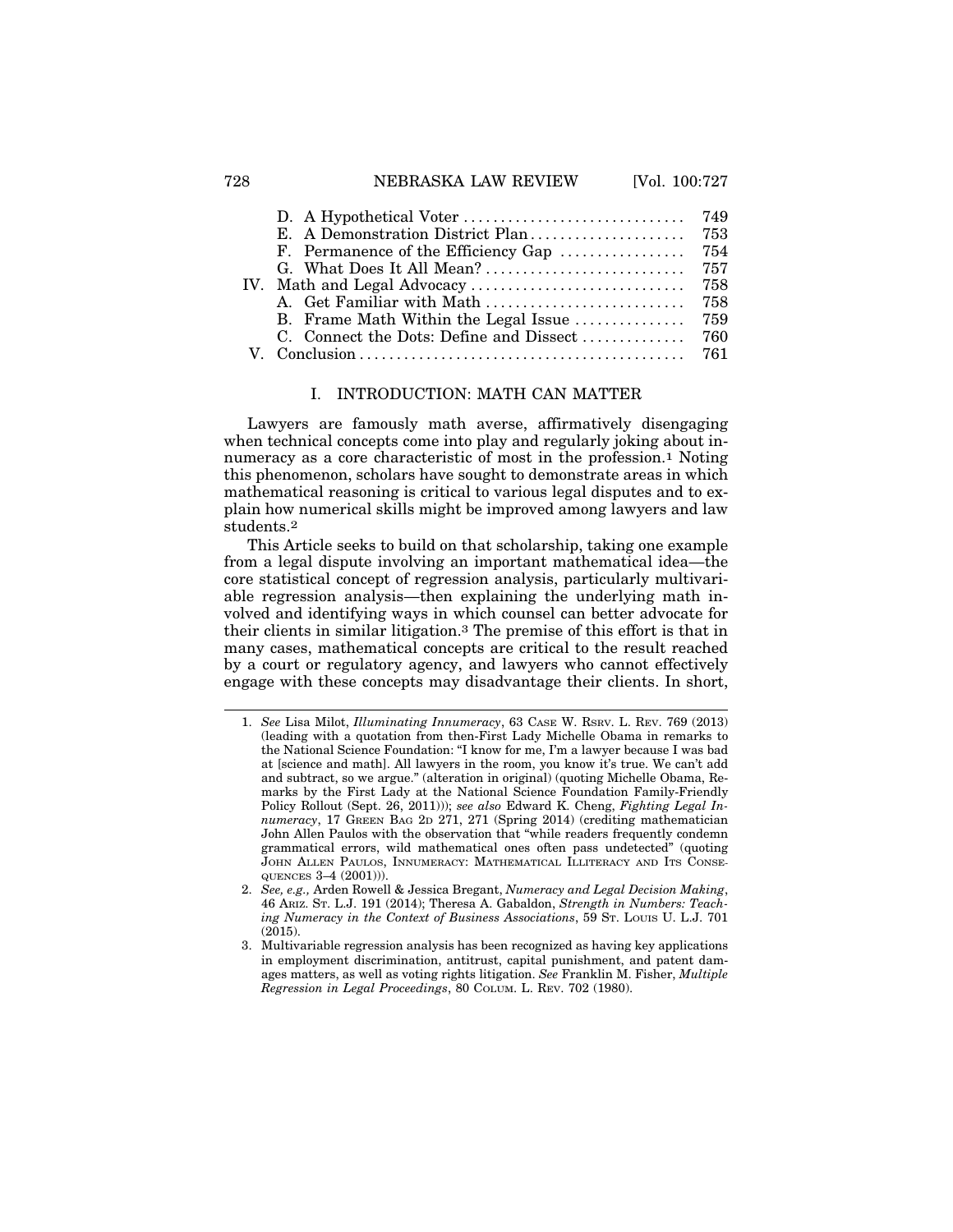| | |
|---|---|
| D. A Hypothetical Voter | 749 |
| E. A Demonstration District Plan | 753 |
| F. Permanence of the Efficiency Gap | 754 |
| G. What Does It All Mean? | 757 |
| IV. Math and Legal Advocacy | 758 |
| A. Get Familiar with Math | 758 |
| B. Frame Math Within the Legal Issue | 759 |
| C. Connect the Dots: Define and Dissect | 760 |
| V. Conclusion | 761 |

## I. INTRODUCTION: MATH CAN MATTER

Lawyers are famously math averse, affirmatively disengaging when technical concepts come into play and regularly joking about innumeracy as a core characteristic of most in the profession.[1] Noting this phenomenon, scholars have sought to demonstrate areas in which mathematical reasoning is critical to various legal disputes and to explain how numerical skills might be improved among lawyers and law students.[2]

This Article seeks to build on that scholarship, taking one example from a legal dispute involving an important mathematical idea—the core statistical concept of regression analysis, particularly multivariable regression analysis—then explaining the underlying math involved and identifying ways in which counsel can better advocate for their clients in similar litigation.[3] The premise of this effort is that in many cases, mathematical concepts are critical to the result reached by a court or regulatory agency, and lawyers who cannot effectively engage with these concepts may disadvantage their clients. In short,

---

1. *See* Lisa Milot, *Illuminating Innumeracy*, 63 CASE W. RSRV. L. REV. 769 (2013) (leading with a quotation from then-First Lady Michelle Obama in remarks to the National Science Foundation: "I know for me, I'm a lawyer because I was bad at [science and math]. All lawyers in the room, you know it's true. We can't add and subtract, so we argue." (alteration in original) (quoting Michelle Obama, Remarks by the First Lady at the National Science Foundation Family-Friendly Policy Rollout (Sept. 26, 2011))); *see also* Edward K. Cheng, *Fighting Legal Innumeracy*, 17 GREEN BAG 2D 271, 271 (Spring 2014) (crediting mathematician John Allen Paulos with the observation that "while readers frequently condemn grammatical errors, wild mathematical ones often pass undetected" (quoting JOHN ALLEN PAULOS, INNUMERACY: MATHEMATICAL ILLITERACY AND ITS CONSEQUENCES 3–4 (2001))).
2. *See, e.g.,* Arden Rowell & Jessica Bregant, *Numeracy and Legal Decision Making*, 46 ARIZ. ST. L.J. 191 (2014); Theresa A. Gabaldon, *Strength in Numbers: Teaching Numeracy in the Context of Business Associations*, 59 ST. LOUIS U. L.J. 701 (2015).
3. Multivariable regression analysis has been recognized as having key applications in employment discrimination, antitrust, capital punishment, and patent damages matters, as well as voting rights litigation. *See* Franklin M. Fisher, *Multiple Regression in Legal Proceedings*, 80 COLUM. L. REV. 702 (1980).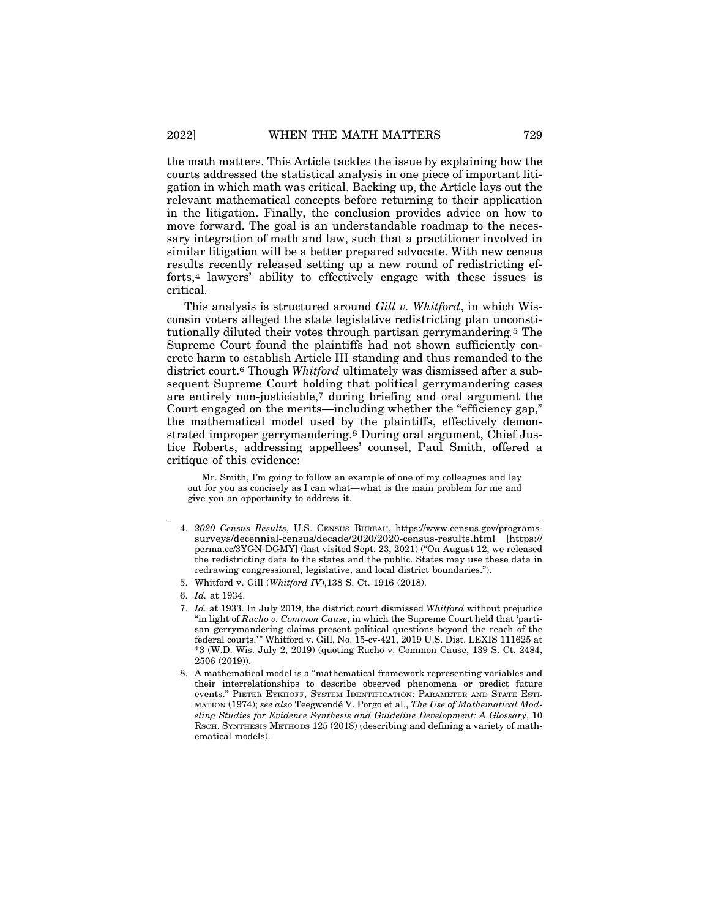the math matters. This Article tackles the issue by explaining how the courts addressed the statistical analysis in one piece of important litigation in which math was critical. Backing up, the Article lays out the relevant mathematical concepts before returning to their application in the litigation. Finally, the conclusion provides advice on how to move forward. The goal is an understandable roadmap to the necessary integration of math and law, such that a practitioner involved in similar litigation will be a better prepared advocate. With new census results recently released setting up a new round of redistricting efforts,[4] lawyers' ability to effectively engage with these issues is critical.

This analysis is structured around *Gill v. Whitford*, in which Wisconsin voters alleged the state legislative redistricting plan unconstitutionally diluted their votes through partisan gerrymandering.[5] The Supreme Court found the plaintiffs had not shown sufficiently concrete harm to establish Article III standing and thus remanded to the district court.[6] Though *Whitford* ultimately was dismissed after a subsequent Supreme Court holding that political gerrymandering cases are entirely non-justiciable,[7] during briefing and oral argument the Court engaged on the merits—including whether the "efficiency gap," the mathematical model used by the plaintiffs, effectively demonstrated improper gerrymandering.[8] During oral argument, Chief Justice Roberts, addressing appellees' counsel, Paul Smith, offered a critique of this evidence:

> Mr. Smith, I'm going to follow an example of one of my colleagues and lay out for you as concisely as I can what—what is the main problem for me and give you an opportunity to address it.

---

4. *2020 Census Results*, U.S. CENSUS BUREAU, https://www.census.gov/programs-surveys/decennial-census/decade/2020/2020-census-results.html [https://perma.cc/3YGN-DGMY] (last visited Sept. 23, 2021) ("On August 12, we released the redistricting data to the states and the public. States may use these data in redrawing congressional, legislative, and local district boundaries.").

5. Whitford v. Gill (*Whitford IV*),138 S. Ct. 1916 (2018).

6. *Id.* at 1934.

7. *Id.* at 1933. In July 2019, the district court dismissed *Whitford* without prejudice "in light of *Rucho v. Common Cause*, in which the Supreme Court held that 'partisan gerrymandering claims present political questions beyond the reach of the federal courts.'" Whitford v. Gill, No. 15-cv-421, 2019 U.S. Dist. LEXIS 111625 at *3 (W.D. Wis. July 2, 2019) (quoting Rucho v. Common Cause, 139 S. Ct. 2484, 2506 (2019)).

8. A mathematical model is a "mathematical framework representing variables and their interrelationships to describe observed phenomena or predict future events." PIETER EYKHOFF, SYSTEM IDENTIFICATION: PARAMETER AND STATE ESTIMATION (1974); *see also* Teegwendé V. Porgo et al., *The Use of Mathematical Modeling Studies for Evidence Synthesis and Guideline Development: A Glossary*, 10 RSCH. SYNTHESIS METHODS 125 (2018) (describing and defining a variety of mathematical models).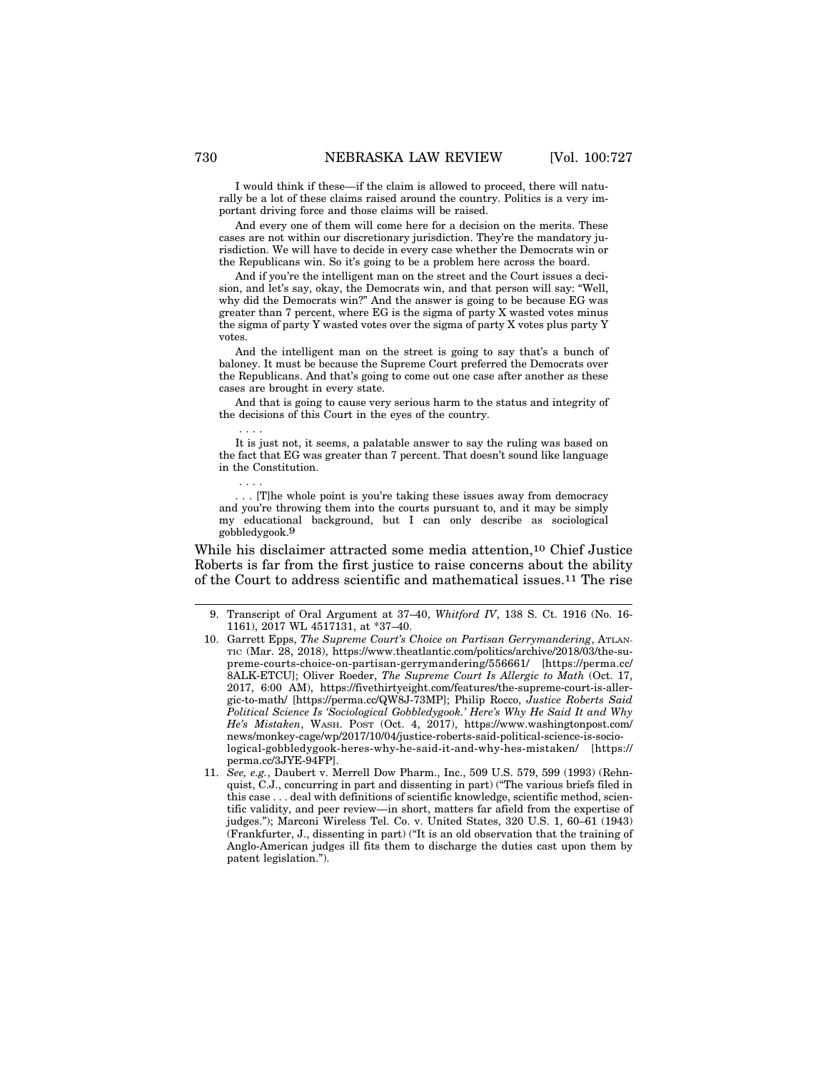I would think if these—if the claim is allowed to proceed, there will naturally be a lot of these claims raised around the country. Politics is a very important driving force and those claims will be raised.

And every one of them will come here for a decision on the merits. These cases are not within our discretionary jurisdiction. They're the mandatory jurisdiction. We will have to decide in every case whether the Democrats win or the Republicans win. So it's going to be a problem here across the board.

And if you're the intelligent man on the street and the Court issues a decision, and let's say, okay, the Democrats win, and that person will say: "Well, why did the Democrats win?" And the answer is going to be because EG was greater than 7 percent, where EG is the sigma of party X wasted votes minus the sigma of party Y wasted votes over the sigma of party X votes plus party Y votes.

And the intelligent man on the street is going to say that's a bunch of baloney. It must be because the Supreme Court preferred the Democrats over the Republicans. And that's going to come out one case after another as these cases are brought in every state.

And that is going to cause very serious harm to the status and integrity of the decisions of this Court in the eyes of the country.

. . . .

It is just not, it seems, a palatable answer to say the ruling was based on the fact that EG was greater than 7 percent. That doesn't sound like language in the Constitution.

. . . .

. . . [T]he whole point is you're taking these issues away from democracy and you're throwing them into the courts pursuant to, and it may be simply my educational background, but I can only describe as sociological gobbledygook.[9]

While his disclaimer attracted some media attention,[10] Chief Justice Roberts is far from the first justice to raise concerns about the ability of the Court to address scientific and mathematical issues.[11] The rise

---

9. Transcript of Oral Argument at 37–40, *Whitford IV*, 138 S. Ct. 1916 (No. 16-1161), 2017 WL 4517131, at *37–40.

10. Garrett Epps, *The Supreme Court's Choice on Partisan Gerrymandering*, ATLANTIC (Mar. 28, 2018), https://www.theatlantic.com/politics/archive/2018/03/the-supreme-courts-choice-on-partisan-gerrymandering/556661/ [https://perma.cc/8ALK-ETCU]; Oliver Roeder, *The Supreme Court Is Allergic to Math* (Oct. 17, 2017, 6:00 AM), https://fivethirtyeight.com/features/the-supreme-court-is-allergic-to-math/ [https://perma.cc/QW8J-73MP]; Philip Rocco, *Justice Roberts Said Political Science Is 'Sociological Gobbledygook.' Here's Why He Said It and Why He's Mistaken*, WASH. POST (Oct. 4, 2017), https://www.washingtonpost.com/news/monkey-cage/wp/2017/10/04/justice-roberts-said-political-science-is-sociological-gobbledygook-heres-why-he-said-it-and-why-hes-mistaken/ [https://perma.cc/3JYE-94FP].

11. *See, e.g.*, Daubert v. Merrell Dow Pharm., Inc., 509 U.S. 579, 599 (1993) (Rehnquist, C.J., concurring in part and dissenting in part) ("The various briefs filed in this case . . . deal with definitions of scientific knowledge, scientific method, scientific validity, and peer review—in short, matters far afield from the expertise of judges."); Marconi Wireless Tel. Co. v. United States, 320 U.S. 1, 60–61 (1943) (Frankfurter, J., dissenting in part) ("It is an old observation that the training of Anglo-American judges ill fits them to discharge the duties cast upon them by patent legislation.").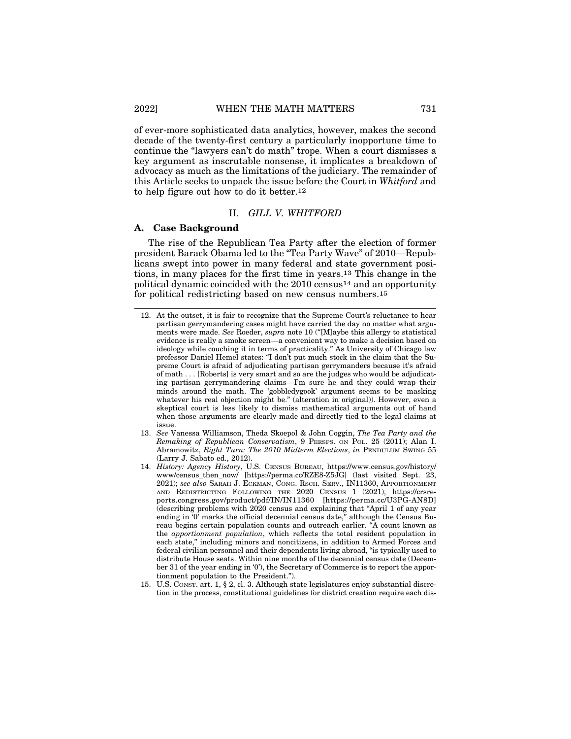of ever-more sophisticated data analytics, however, makes the second decade of the twenty-first century a particularly inopportune time to continue the "lawyers can't do math" trope. When a court dismisses a key argument as inscrutable nonsense, it implicates a breakdown of advocacy as much as the limitations of the judiciary. The remainder of this Article seeks to unpack the issue before the Court in *Whitford* and to help figure out how to do it better.[12]

## II. *GILL V. WHITFORD*

### A. Case Background

The rise of the Republican Tea Party after the election of former president Barack Obama led to the "Tea Party Wave" of 2010—Republicans swept into power in many federal and state government positions, in many places for the first time in years.[13] This change in the political dynamic coincided with the 2010 census[14] and an opportunity for political redistricting based on new census numbers.[15]

---

12. At the outset, it is fair to recognize that the Supreme Court's reluctance to hear partisan gerrymandering cases might have carried the day no matter what arguments were made. *See* Roeder, *supra* note 10 ("[M]aybe this allergy to statistical evidence is really a smoke screen—a convenient way to make a decision based on ideology while couching it in terms of practicality." As University of Chicago law professor Daniel Hemel states: "I don't put much stock in the claim that the Supreme Court is afraid of adjudicating partisan gerrymanders because it's afraid of math . . . [Roberts] is very smart and so are the judges who would be adjudicating partisan gerrymandering claims—I'm sure he and they could wrap their minds around the math. The 'gobbledygook' argument seems to be masking whatever his real objection might be." (alteration in original)). However, even a skeptical court is less likely to dismiss mathematical arguments out of hand when those arguments are clearly made and directly tied to the legal claims at issue.

13. *See* Vanessa Williamson, Theda Skoepol & John Coggin, *The Tea Party and the Remaking of Republican Conservatism*, 9 PERSPS. ON POL. 25 (2011); Alan I. Abramowitz, *Right Turn: The 2010 Midterm Elections*, *in* PENDULUM SWING 55 (Larry J. Sabato ed., 2012).

14. *History: Agency History*, U.S. CENSUS BUREAU, https://www.census.gov/history/www/census_then_now/ [https://perma.cc/RZE8-Z5JG] (last visited Sept. 23, 2021); *see also* SARAH J. ECKMAN, CONG. RSCH. SERV., IN11360, APPORTIONMENT AND REDISTRICTING FOLLOWING THE 2020 CENSUS 1 (2021), https://crsreports.congress.gov/product/pdf/IN/IN11360 [https://perma.cc/U3PG-AN8D] (describing problems with 2020 census and explaining that "April 1 of any year ending in '0' marks the official decennial census date," although the Census Bureau begins certain population counts and outreach earlier. "A count known as the *apportionment population*, which reflects the total resident population in each state," including minors and noncitizens, in addition to Armed Forces and federal civilian personnel and their dependents living abroad, "is typically used to distribute House seats. Within nine months of the decennial census date (December 31 of the year ending in '0'), the Secretary of Commerce is to report the apportionment population to the President.").

15. U.S. CONST. art. 1, § 2, cl. 3. Although state legislatures enjoy substantial discretion in the process, constitutional guidelines for district creation require each dis-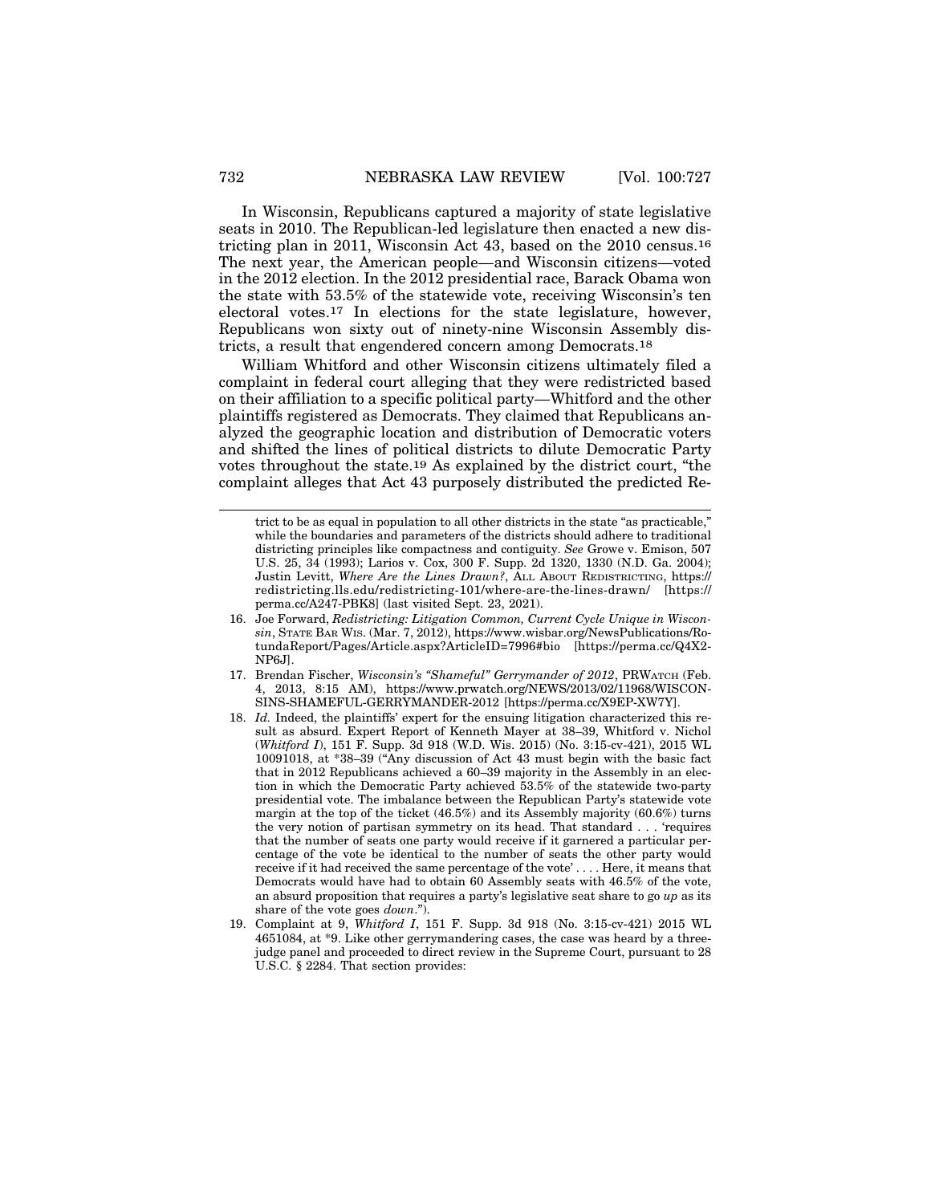In Wisconsin, Republicans captured a majority of state legislative seats in 2010. The Republican-led legislature then enacted a new districting plan in 2011, Wisconsin Act 43, based on the 2010 census.[16] The next year, the American people—and Wisconsin citizens—voted in the 2012 election. In the 2012 presidential race, Barack Obama won the state with 53.5% of the statewide vote, receiving Wisconsin's ten electoral votes.[17] In elections for the state legislature, however, Republicans won sixty out of ninety-nine Wisconsin Assembly districts, a result that engendered concern among Democrats.[18]

William Whitford and other Wisconsin citizens ultimately filed a complaint in federal court alleging that they were redistricted based on their affiliation to a specific political party—Whitford and the other plaintiffs registered as Democrats. They claimed that Republicans analyzed the geographic location and distribution of Democratic voters and shifted the lines of political districts to dilute Democratic Party votes throughout the state.[19] As explained by the district court, "the complaint alleges that Act 43 purposely distributed the predicted Re-

---

trict to be as equal in population to all other districts in the state "as practicable," while the boundaries and parameters of the districts should adhere to traditional districting principles like compactness and contiguity. *See* Growe v. Emison, 507 U.S. 25, 34 (1993); Larios v. Cox, 300 F. Supp. 2d 1320, 1330 (N.D. Ga. 2004); Justin Levitt, *Where Are the Lines Drawn?*, ALL ABOUT REDISTRICTING, https://redistricting.lls.edu/redistricting-101/where-are-the-lines-drawn/ [https://perma.cc/A247-PBK8] (last visited Sept. 23, 2021).

16. Joe Forward, *Redistricting: Litigation Common, Current Cycle Unique in Wisconsin*, STATE BAR WIS. (Mar. 7, 2012), https://www.wisbar.org/NewsPublications/RotundaReport/Pages/Article.aspx?ArticleID=7996#bio [https://perma.cc/Q4X2-NP6J].

17. Brendan Fischer, *Wisconsin's "Shameful" Gerrymander of 2012*, PRWATCH (Feb. 4, 2013, 8:15 AM), https://www.prwatch.org/NEWS/2013/02/11968/WISCONSINS-SHAMEFUL-GERRYMANDER-2012 [https://perma.cc/X9EP-XW7Y].

18. *Id.* Indeed, the plaintiffs' expert for the ensuing litigation characterized this result as absurd. Expert Report of Kenneth Mayer at 38–39, Whitford v. Nichol (*Whitford I*), 151 F. Supp. 3d 918 (W.D. Wis. 2015) (No. 3:15-cv-421), 2015 WL 10091018, at *38–39 ("Any discussion of Act 43 must begin with the basic fact that in 2012 Republicans achieved a 60–39 majority in the Assembly in an election in which the Democratic Party achieved 53.5% of the statewide two-party presidential vote. The imbalance between the Republican Party's statewide vote margin at the top of the ticket (46.5%) and its Assembly majority (60.6%) turns the very notion of partisan symmetry on its head. That standard . . . 'requires that the number of seats one party would receive if it garnered a particular percentage of the vote be identical to the number of seats the other party would receive if it had received the same percentage of the vote' . . . . Here, it means that Democrats would have had to obtain 60 Assembly seats with 46.5% of the vote, an absurd proposition that requires a party's legislative seat share to go *up* as its share of the vote goes *down*.").

19. Complaint at 9, *Whitford I*, 151 F. Supp. 3d 918 (No. 3:15-cv-421) 2015 WL 4651084, at *9. Like other gerrymandering cases, the case was heard by a three-judge panel and proceeded to direct review in the Supreme Court, pursuant to 28 U.S.C. § 2284. That section provides: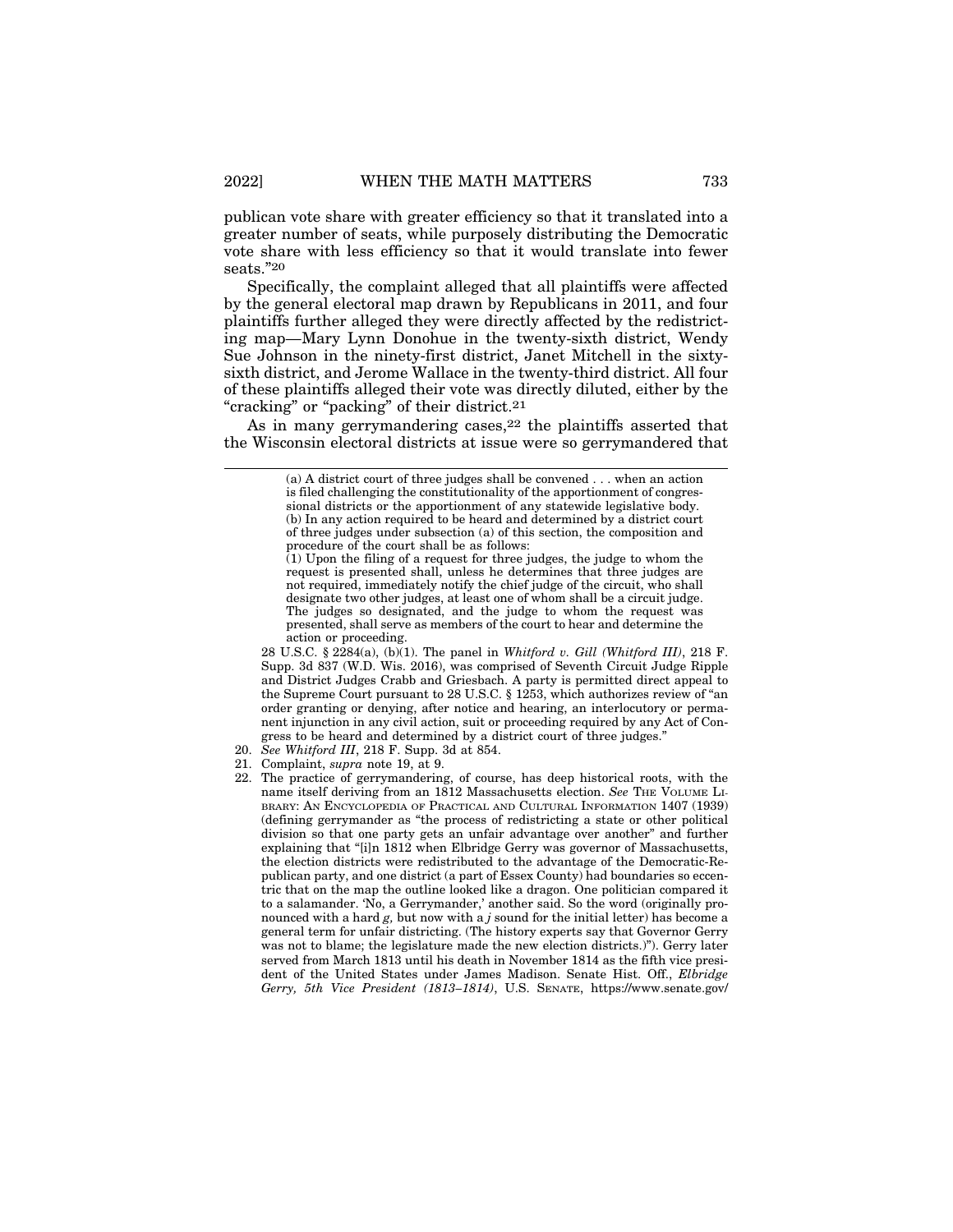publican vote share with greater efficiency so that it translated into a greater number of seats, while purposely distributing the Democratic vote share with less efficiency so that it would translate into fewer seats."[20]

Specifically, the complaint alleged that all plaintiffs were affected by the general electoral map drawn by Republicans in 2011, and four plaintiffs further alleged they were directly affected by the redistricting map—Mary Lynn Donohue in the twenty-sixth district, Wendy Sue Johnson in the ninety-first district, Janet Mitchell in the sixty-sixth district, and Jerome Wallace in the twenty-third district. All four of these plaintiffs alleged their vote was directly diluted, either by the "cracking" or "packing" of their district.[21]

As in many gerrymandering cases,[22] the plaintiffs asserted that the Wisconsin electoral districts at issue were so gerrymandered that

---

> (a) A district court of three judges shall be convened . . . when an action is filed challenging the constitutionality of the apportionment of congressional districts or the apportionment of any statewide legislative body.
> (b) In any action required to be heard and determined by a district court of three judges under subsection (a) of this section, the composition and procedure of the court shall be as follows:
> (1) Upon the filing of a request for three judges, the judge to whom the request is presented shall, unless he determines that three judges are not required, immediately notify the chief judge of the circuit, who shall designate two other judges, at least one of whom shall be a circuit judge. The judges so designated, and the judge to whom the request was presented, shall serve as members of the court to hear and determine the action or proceeding.

28 U.S.C. § 2284(a), (b)(1). The panel in *Whitford v. Gill (Whitford III)*, 218 F. Supp. 3d 837 (W.D. Wis. 2016), was comprised of Seventh Circuit Judge Ripple and District Judges Crabb and Griesbach. A party is permitted direct appeal to the Supreme Court pursuant to 28 U.S.C. § 1253, which authorizes review of "an order granting or denying, after notice and hearing, an interlocutory or permanent injunction in any civil action, suit or proceeding required by any Act of Congress to be heard and determined by a district court of three judges."

20. *See Whitford III*, 218 F. Supp. 3d at 854.
21. Complaint, *supra* note 19, at 9.
22. The practice of gerrymandering, of course, has deep historical roots, with the name itself deriving from an 1812 Massachusetts election. *See* THE VOLUME LIBRARY: AN ENCYCLOPEDIA OF PRACTICAL AND CULTURAL INFORMATION 1407 (1939) (defining gerrymander as "the process of redistricting a state or other political division so that one party gets an unfair advantage over another" and further explaining that "[i]n 1812 when Elbridge Gerry was governor of Massachusetts, the election districts were redistributed to the advantage of the Democratic-Republican party, and one district (a part of Essex County) had boundaries so eccentric that on the map the outline looked like a dragon. One politician compared it to a salamander. 'No, a Gerrymander,' another said. So the word (originally pronounced with a hard *g*, but now with a *j* sound for the initial letter) has become a general term for unfair districting. (The history experts say that Governor Gerry was not to blame; the legislature made the new election districts.)"). Gerry later served from March 1813 until his death in November 1814 as the fifth vice president of the United States under James Madison. Senate Hist. Off., *Elbridge Gerry, 5th Vice President (1813–1814)*, U.S. SENATE, https://www.senate.gov/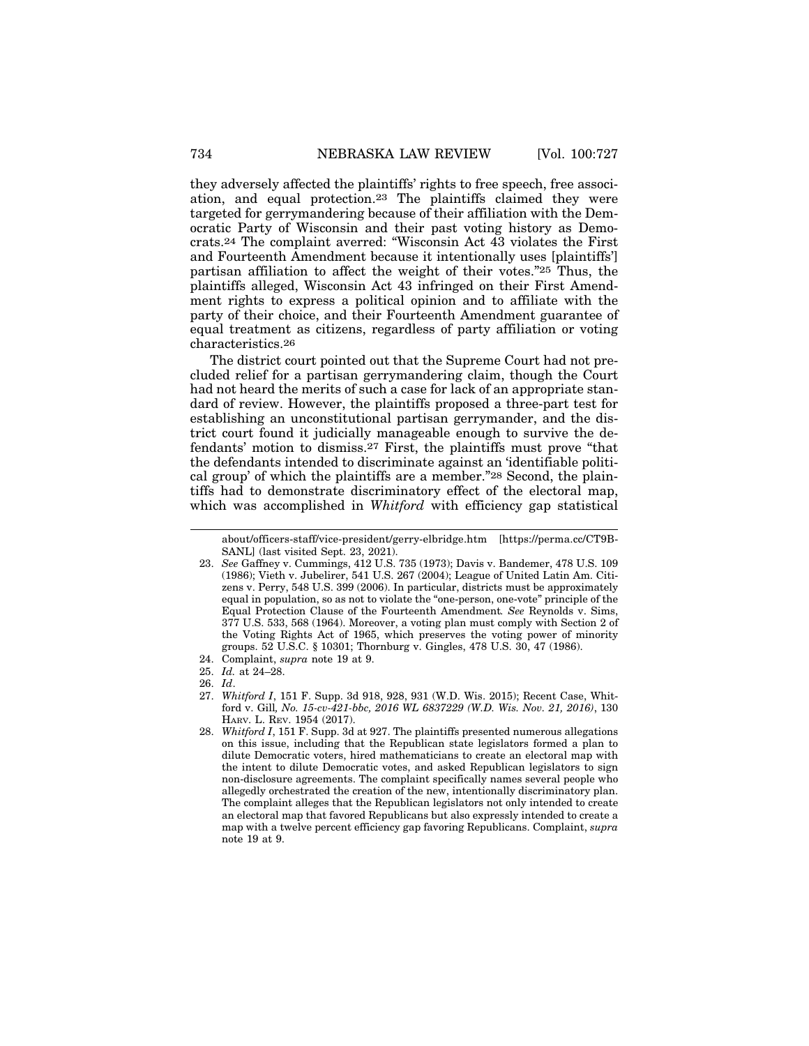they adversely affected the plaintiffs' rights to free speech, free association, and equal protection.[23] The plaintiffs claimed they were targeted for gerrymandering because of their affiliation with the Democratic Party of Wisconsin and their past voting history as Democrats.[24] The complaint averred: "Wisconsin Act 43 violates the First and Fourteenth Amendment because it intentionally uses [plaintiffs'] partisan affiliation to affect the weight of their votes."[25] Thus, the plaintiffs alleged, Wisconsin Act 43 infringed on their First Amendment rights to express a political opinion and to affiliate with the party of their choice, and their Fourteenth Amendment guarantee of equal treatment as citizens, regardless of party affiliation or voting characteristics.[26]

The district court pointed out that the Supreme Court had not precluded relief for a partisan gerrymandering claim, though the Court had not heard the merits of such a case for lack of an appropriate standard of review. However, the plaintiffs proposed a three-part test for establishing an unconstitutional partisan gerrymander, and the district court found it judicially manageable enough to survive the defendants' motion to dismiss.[27] First, the plaintiffs must prove "that the defendants intended to discriminate against an 'identifiable political group' of which the plaintiffs are a member."[28] Second, the plaintiffs had to demonstrate discriminatory effect of the electoral map, which was accomplished in *Whitford* with efficiency gap statistical

---

about/officers-staff/vice-president/gerry-elbridge.htm [https://perma.cc/CT9B-SANL] (last visited Sept. 23, 2021).

23. *See* Gaffney v. Cummings, 412 U.S. 735 (1973); Davis v. Bandemer, 478 U.S. 109 (1986); Vieth v. Jubelirer, 541 U.S. 267 (2004); League of United Latin Am. Citizens v. Perry, 548 U.S. 399 (2006). In particular, districts must be approximately equal in population, so as not to violate the "one-person, one-vote" principle of the Equal Protection Clause of the Fourteenth Amendment. *See* Reynolds v. Sims, 377 U.S. 533, 568 (1964). Moreover, a voting plan must comply with Section 2 of the Voting Rights Act of 1965, which preserves the voting power of minority groups. 52 U.S.C. § 10301; Thornburg v. Gingles, 478 U.S. 30, 47 (1986).

24. Complaint, *supra* note 19 at 9.

25. *Id.* at 24–28.

26. *Id*.

27. *Whitford I*, 151 F. Supp. 3d 918, 928, 931 (W.D. Wis. 2015); Recent Case, Whitford v. Gill*, No. 15-cv-421-bbc, 2016 WL 6837229 (W.D. Wis. Nov. 21, 2016)*, 130 HARV. L. REV. 1954 (2017).

28. *Whitford I*, 151 F. Supp. 3d at 927. The plaintiffs presented numerous allegations on this issue, including that the Republican state legislators formed a plan to dilute Democratic voters, hired mathematicians to create an electoral map with the intent to dilute Democratic votes, and asked Republican legislators to sign non-disclosure agreements. The complaint specifically names several people who allegedly orchestrated the creation of the new, intentionally discriminatory plan. The complaint alleges that the Republican legislators not only intended to create an electoral map that favored Republicans but also expressly intended to create a map with a twelve percent efficiency gap favoring Republicans. Complaint, *supra* note 19 at 9.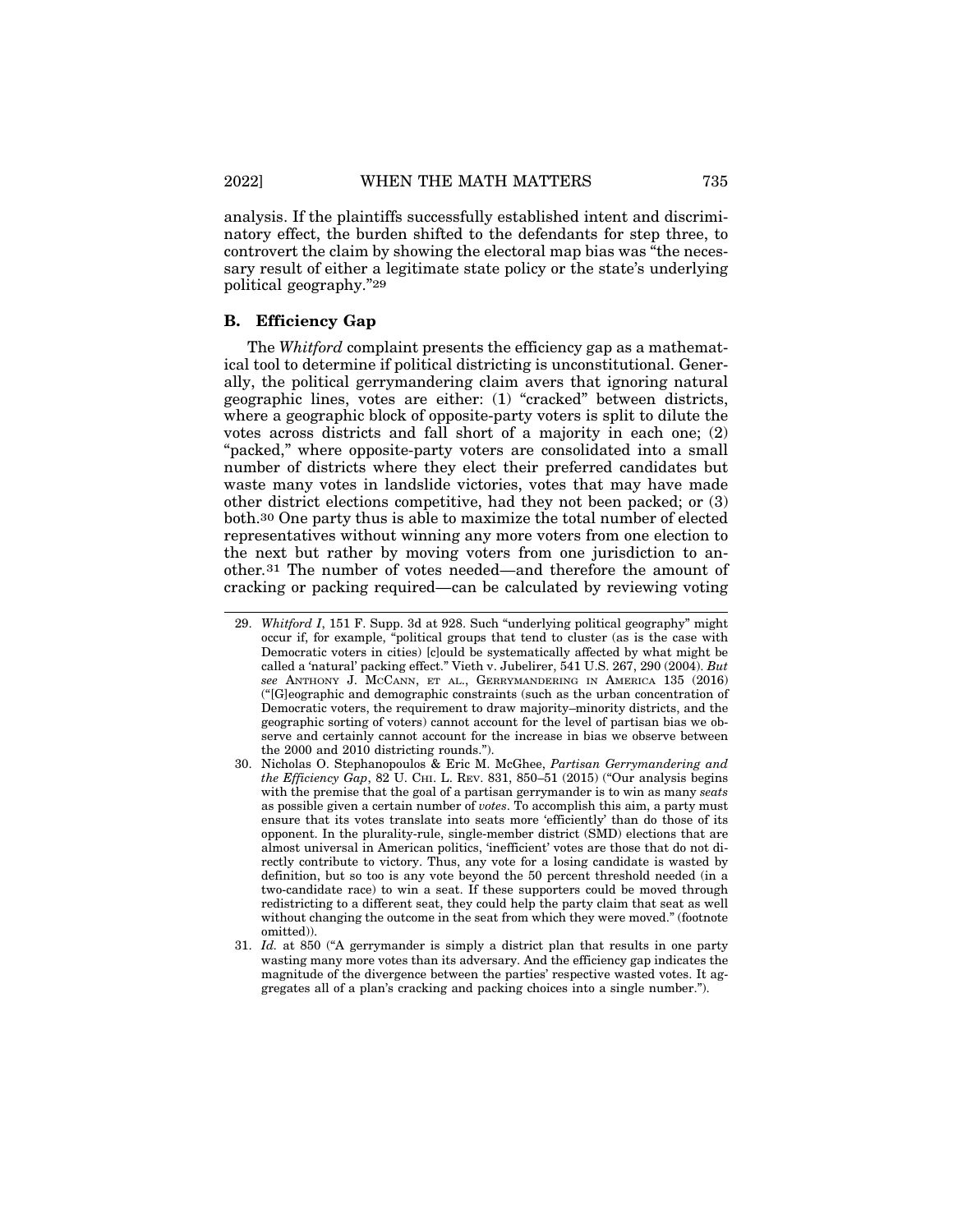analysis. If the plaintiffs successfully established intent and discriminatory effect, the burden shifted to the defendants for step three, to controvert the claim by showing the electoral map bias was "the necessary result of either a legitimate state policy or the state's underlying political geography."[29]

### B. Efficiency Gap

The *Whitford* complaint presents the efficiency gap as a mathematical tool to determine if political districting is unconstitutional. Generally, the political gerrymandering claim avers that ignoring natural geographic lines, votes are either: (1) "cracked" between districts, where a geographic block of opposite-party voters is split to dilute the votes across districts and fall short of a majority in each one; (2) "packed," where opposite-party voters are consolidated into a small number of districts where they elect their preferred candidates but waste many votes in landslide victories, votes that may have made other district elections competitive, had they not been packed; or (3) both.[30] One party thus is able to maximize the total number of elected representatives without winning any more voters from one election to the next but rather by moving voters from one jurisdiction to another.[31] The number of votes needed—and therefore the amount of cracking or packing required—can be calculated by reviewing voting

---

29. *Whitford I*, 151 F. Supp. 3d at 928. Such "underlying political geography" might occur if, for example, "political groups that tend to cluster (as is the case with Democratic voters in cities) [c]ould be systematically affected by what might be called a 'natural' packing effect." Vieth v. Jubelirer, 541 U.S. 267, 290 (2004). *But see* ANTHONY J. MCCANN, ET AL., GERRYMANDERING IN AMERICA 135 (2016) ("[G]eographic and demographic constraints (such as the urban concentration of Democratic voters, the requirement to draw majority–minority districts, and the geographic sorting of voters) cannot account for the level of partisan bias we observe and certainly cannot account for the increase in bias we observe between the 2000 and 2010 districting rounds.").

30. Nicholas O. Stephanopoulos & Eric M. McGhee, *Partisan Gerrymandering and the Efficiency Gap*, 82 U. CHI. L. REV. 831, 850–51 (2015) ("Our analysis begins with the premise that the goal of a partisan gerrymander is to win as many *seats* as possible given a certain number of *votes*. To accomplish this aim, a party must ensure that its votes translate into seats more 'efficiently' than do those of its opponent. In the plurality-rule, single-member district (SMD) elections that are almost universal in American politics, 'inefficient' votes are those that do not directly contribute to victory. Thus, any vote for a losing candidate is wasted by definition, but so too is any vote beyond the 50 percent threshold needed (in a two-candidate race) to win a seat. If these supporters could be moved through redistricting to a different seat, they could help the party claim that seat as well without changing the outcome in the seat from which they were moved." (footnote omitted)).

31. *Id.* at 850 ("A gerrymander is simply a district plan that results in one party wasting many more votes than its adversary. And the efficiency gap indicates the magnitude of the divergence between the parties' respective wasted votes. It aggregates all of a plan's cracking and packing choices into a single number.").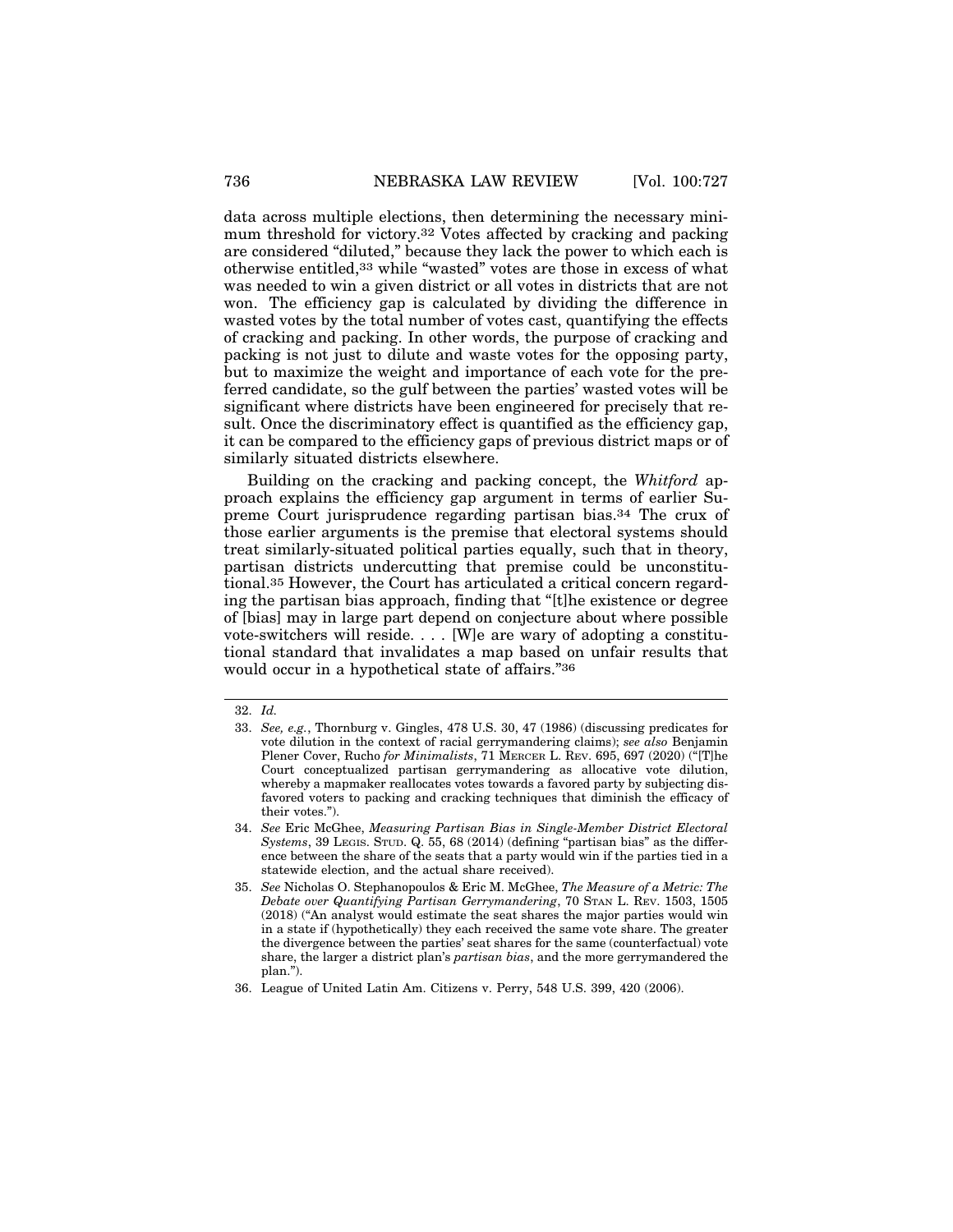data across multiple elections, then determining the necessary minimum threshold for victory.[32] Votes affected by cracking and packing are considered "diluted," because they lack the power to which each is otherwise entitled,[33] while "wasted" votes are those in excess of what was needed to win a given district or all votes in districts that are not won. The efficiency gap is calculated by dividing the difference in wasted votes by the total number of votes cast, quantifying the effects of cracking and packing. In other words, the purpose of cracking and packing is not just to dilute and waste votes for the opposing party, but to maximize the weight and importance of each vote for the preferred candidate, so the gulf between the parties' wasted votes will be significant where districts have been engineered for precisely that result. Once the discriminatory effect is quantified as the efficiency gap, it can be compared to the efficiency gaps of previous district maps or of similarly situated districts elsewhere.

Building on the cracking and packing concept, the *Whitford* approach explains the efficiency gap argument in terms of earlier Supreme Court jurisprudence regarding partisan bias.[34] The crux of those earlier arguments is the premise that electoral systems should treat similarly-situated political parties equally, such that in theory, partisan districts undercutting that premise could be unconstitutional.[35] However, the Court has articulated a critical concern regarding the partisan bias approach, finding that "[t]he existence or degree of [bias] may in large part depend on conjecture about where possible vote-switchers will reside. . . . [W]e are wary of adopting a constitutional standard that invalidates a map based on unfair results that would occur in a hypothetical state of affairs."[36]

---

32. *Id.*

33. *See, e.g.*, Thornburg v. Gingles, 478 U.S. 30, 47 (1986) (discussing predicates for vote dilution in the context of racial gerrymandering claims); *see also* Benjamin Plener Cover, Rucho *for Minimalists*, 71 MERCER L. REV. 695, 697 (2020) ("[T]he Court conceptualized partisan gerrymandering as allocative vote dilution, whereby a mapmaker reallocates votes towards a favored party by subjecting disfavored voters to packing and cracking techniques that diminish the efficacy of their votes.").

34. *See* Eric McGhee, *Measuring Partisan Bias in Single-Member District Electoral Systems*, 39 LEGIS. STUD. Q. 55, 68 (2014) (defining "partisan bias" as the difference between the share of the seats that a party would win if the parties tied in a statewide election, and the actual share received).

35. *See* Nicholas O. Stephanopoulos & Eric M. McGhee, *The Measure of a Metric: The Debate over Quantifying Partisan Gerrymandering*, 70 STAN L. REV. 1503, 1505 (2018) ("An analyst would estimate the seat shares the major parties would win in a state if (hypothetically) they each received the same vote share. The greater the divergence between the parties' seat shares for the same (counterfactual) vote share, the larger a district plan's *partisan bias*, and the more gerrymandered the plan.").

36. League of United Latin Am. Citizens v. Perry, 548 U.S. 399, 420 (2006).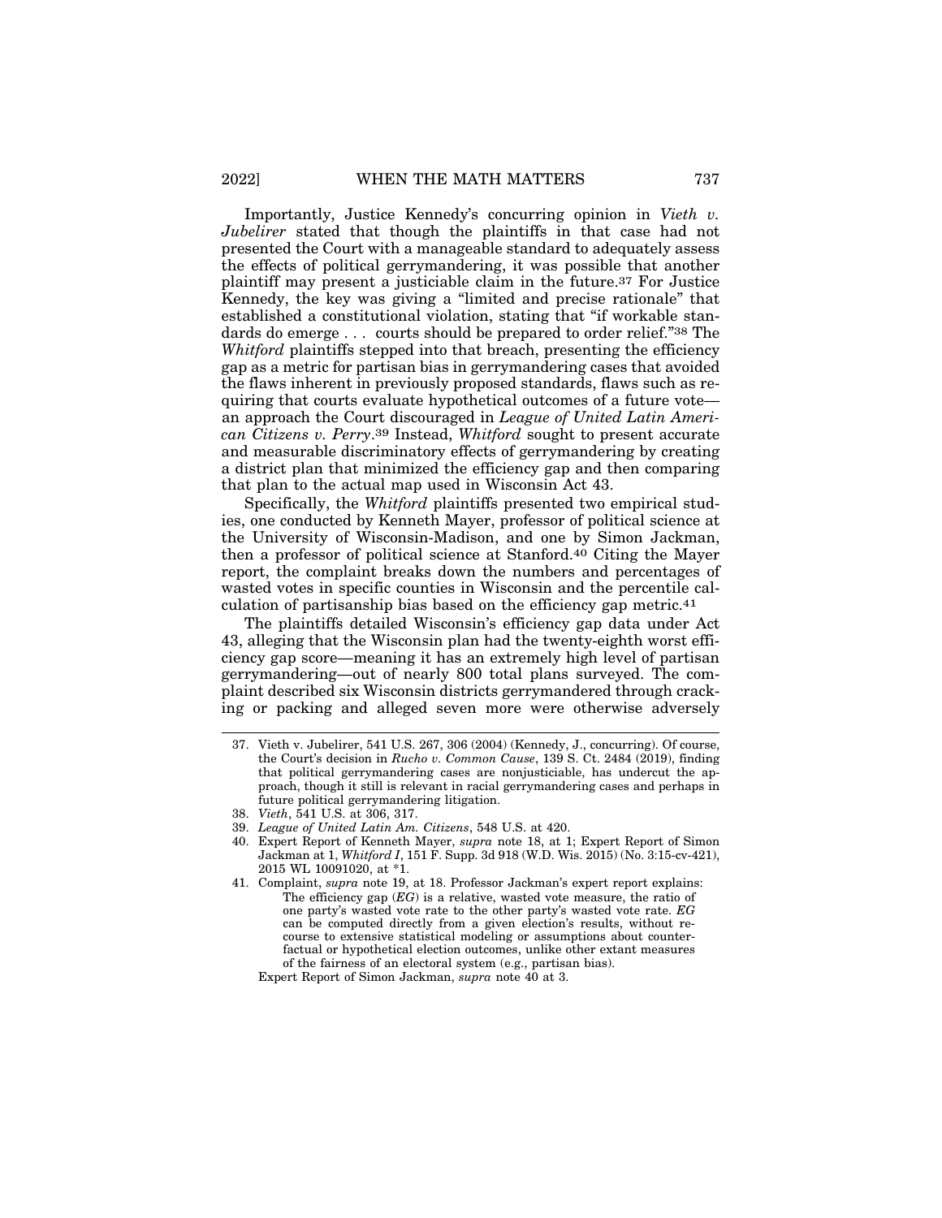Importantly, Justice Kennedy's concurring opinion in *Vieth v. Jubelirer* stated that though the plaintiffs in that case had not presented the Court with a manageable standard to adequately assess the effects of political gerrymandering, it was possible that another plaintiff may present a justiciable claim in the future.[37] For Justice Kennedy, the key was giving a "limited and precise rationale" that established a constitutional violation, stating that "if workable standards do emerge . . . courts should be prepared to order relief."[38] The *Whitford* plaintiffs stepped into that breach, presenting the efficiency gap as a metric for partisan bias in gerrymandering cases that avoided the flaws inherent in previously proposed standards, flaws such as requiring that courts evaluate hypothetical outcomes of a future vote—an approach the Court discouraged in *League of United Latin American Citizens v. Perry*.[39] Instead, *Whitford* sought to present accurate and measurable discriminatory effects of gerrymandering by creating a district plan that minimized the efficiency gap and then comparing that plan to the actual map used in Wisconsin Act 43.

Specifically, the *Whitford* plaintiffs presented two empirical studies, one conducted by Kenneth Mayer, professor of political science at the University of Wisconsin-Madison, and one by Simon Jackman, then a professor of political science at Stanford.[40] Citing the Mayer report, the complaint breaks down the numbers and percentages of wasted votes in specific counties in Wisconsin and the percentile calculation of partisanship bias based on the efficiency gap metric.[41]

The plaintiffs detailed Wisconsin's efficiency gap data under Act 43, alleging that the Wisconsin plan had the twenty-eighth worst efficiency gap score—meaning it has an extremely high level of partisan gerrymandering—out of nearly 800 total plans surveyed. The complaint described six Wisconsin districts gerrymandered through cracking or packing and alleged seven more were otherwise adversely

---

37. Vieth v. Jubelirer, 541 U.S. 267, 306 (2004) (Kennedy, J., concurring). Of course, the Court's decision in *Rucho v. Common Cause*, 139 S. Ct. 2484 (2019), finding that political gerrymandering cases are nonjusticiable, has undercut the approach, though it still is relevant in racial gerrymandering cases and perhaps in future political gerrymandering litigation.

38. *Vieth*, 541 U.S. at 306, 317.

39. *League of United Latin Am. Citizens*, 548 U.S. at 420.

40. Expert Report of Kenneth Mayer, *supra* note 18, at 1; Expert Report of Simon Jackman at 1, *Whitford I*, 151 F. Supp. 3d 918 (W.D. Wis. 2015) (No. 3:15-cv-421), 2015 WL 10091020, at *1.

41. Complaint, *supra* note 19, at 18. Professor Jackman's expert report explains:

> The efficiency gap (*EG*) is a relative, wasted vote measure, the ratio of one party's wasted vote rate to the other party's wasted vote rate. *EG* can be computed directly from a given election's results, without recourse to extensive statistical modeling or assumptions about counterfactual or hypothetical election outcomes, unlike other extant measures of the fairness of an electoral system (e.g., partisan bias).

Expert Report of Simon Jackman, *supra* note 40 at 3.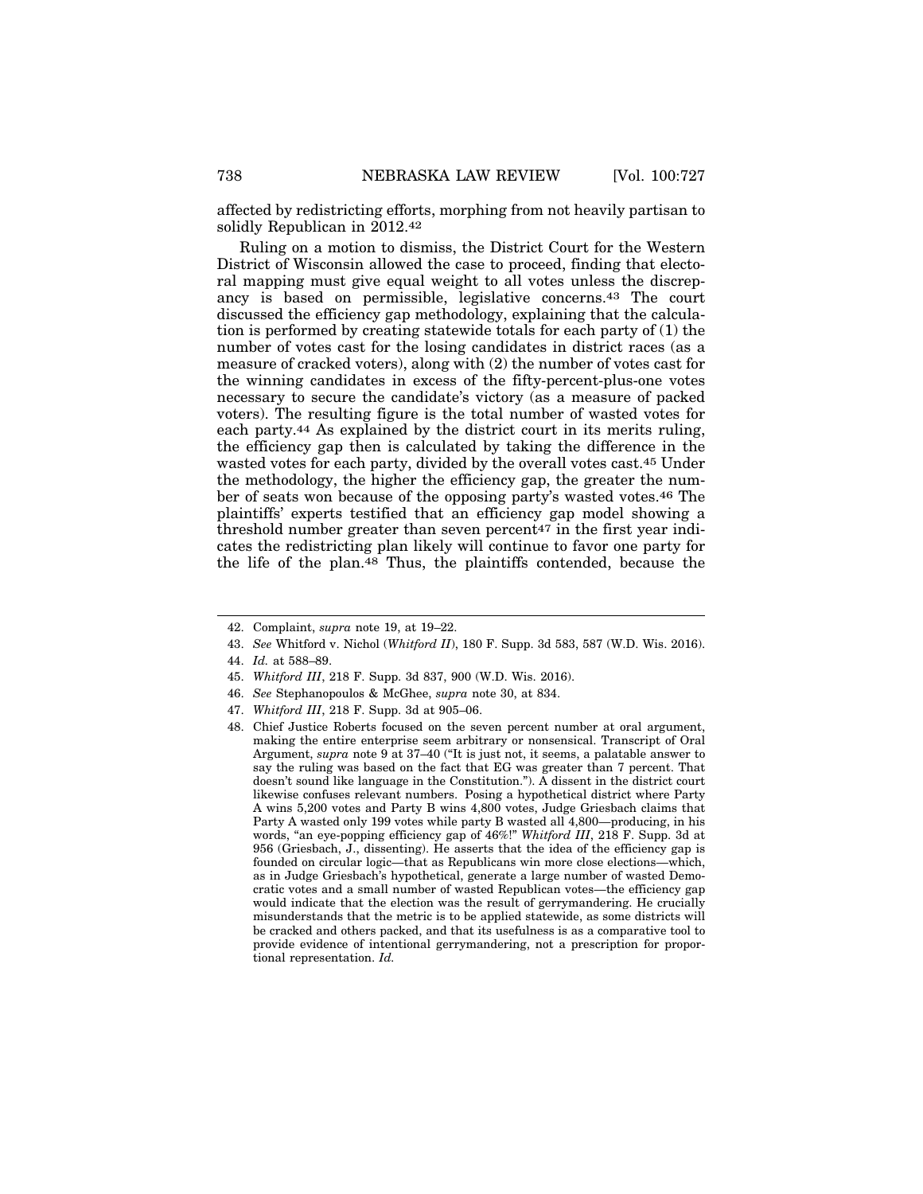affected by redistricting efforts, morphing from not heavily partisan to solidly Republican in 2012.[42]

Ruling on a motion to dismiss, the District Court for the Western District of Wisconsin allowed the case to proceed, finding that electoral mapping must give equal weight to all votes unless the discrepancy is based on permissible, legislative concerns.[43] The court discussed the efficiency gap methodology, explaining that the calculation is performed by creating statewide totals for each party of (1) the number of votes cast for the losing candidates in district races (as a measure of cracked voters), along with (2) the number of votes cast for the winning candidates in excess of the fifty-percent-plus-one votes necessary to secure the candidate's victory (as a measure of packed voters). The resulting figure is the total number of wasted votes for each party.[44] As explained by the district court in its merits ruling, the efficiency gap then is calculated by taking the difference in the wasted votes for each party, divided by the overall votes cast.[45] Under the methodology, the higher the efficiency gap, the greater the number of seats won because of the opposing party's wasted votes.[46] The plaintiffs' experts testified that an efficiency gap model showing a threshold number greater than seven percent[47] in the first year indicates the redistricting plan likely will continue to favor one party for the life of the plan.[48] Thus, the plaintiffs contended, because the

---

42. Complaint, *supra* note 19, at 19–22.

43. *See* Whitford v. Nichol (*Whitford II*), 180 F. Supp. 3d 583, 587 (W.D. Wis. 2016).

44. *Id.* at 588–89.

45. *Whitford III*, 218 F. Supp. 3d 837, 900 (W.D. Wis. 2016).

46. *See* Stephanopoulos & McGhee, *supra* note 30, at 834.

47. *Whitford III*, 218 F. Supp. 3d at 905–06.

48. Chief Justice Roberts focused on the seven percent number at oral argument, making the entire enterprise seem arbitrary or nonsensical. Transcript of Oral Argument, *supra* note 9 at 37–40 ("It is just not, it seems, a palatable answer to say the ruling was based on the fact that EG was greater than 7 percent. That doesn't sound like language in the Constitution."). A dissent in the district court likewise confuses relevant numbers. Posing a hypothetical district where Party A wins 5,200 votes and Party B wins 4,800 votes, Judge Griesbach claims that Party A wasted only 199 votes while party B wasted all 4,800—producing, in his words, "an eye-popping efficiency gap of 46%!" *Whitford III*, 218 F. Supp. 3d at 956 (Griesbach, J., dissenting). He asserts that the idea of the efficiency gap is founded on circular logic—that as Republicans win more close elections—which, as in Judge Griesbach's hypothetical, generate a large number of wasted Democratic votes and a small number of wasted Republican votes—the efficiency gap would indicate that the election was the result of gerrymandering. He crucially misunderstands that the metric is to be applied statewide, as some districts will be cracked and others packed, and that its usefulness is as a comparative tool to provide evidence of intentional gerrymandering, not a prescription for proportional representation. *Id.*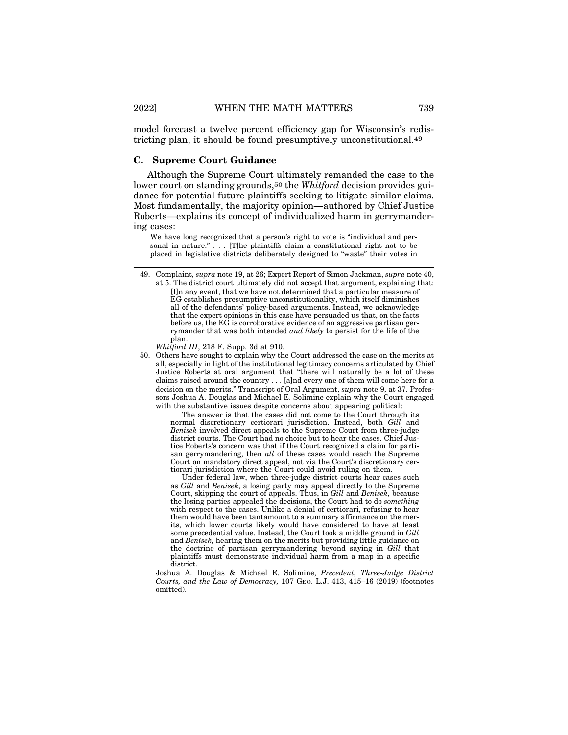model forecast a twelve percent efficiency gap for Wisconsin's redistricting plan, it should be found presumptively unconstitutional.[49]

### C. Supreme Court Guidance

Although the Supreme Court ultimately remanded the case to the lower court on standing grounds,[50] the *Whitford* decision provides guidance for potential future plaintiffs seeking to litigate similar claims. Most fundamentally, the majority opinion—authored by Chief Justice Roberts—explains its concept of individualized harm in gerrymandering cases:

> We have long recognized that a person's right to vote is "individual and personal in nature." . . . [T]he plaintiffs claim a constitutional right not to be placed in legislative districts deliberately designed to "waste" their votes in

---

49. Complaint, *supra* note 19, at 26; Expert Report of Simon Jackman, *supra* note 40, at 5. The district court ultimately did not accept that argument, explaining that:

> [I]n any event, that we have not determined that a particular measure of EG establishes presumptive unconstitutionality, which itself diminishes all of the defendants' policy-based arguments. Instead, we acknowledge that the expert opinions in this case have persuaded us that, on the facts before us, the EG is corroborative evidence of an aggressive partisan gerrymander that was both intended *and likely* to persist for the life of the plan.

*Whitford III*, 218 F. Supp. 3d at 910.

50. Others have sought to explain why the Court addressed the case on the merits at all, especially in light of the institutional legitimacy concerns articulated by Chief Justice Roberts at oral argument that "there will naturally be a lot of these claims raised around the country . . . [a]nd every one of them will come here for a decision on the merits." Transcript of Oral Argument, *supra* note 9, at 37. Professors Joshua A. Douglas and Michael E. Solimine explain why the Court engaged with the substantive issues despite concerns about appearing political:

> The answer is that the cases did not come to the Court through its normal discretionary certiorari jurisdiction. Instead, both *Gill* and *Benisek* involved direct appeals to the Supreme Court from three-judge district courts. The Court had no choice but to hear the cases. Chief Justice Roberts's concern was that if the Court recognized a claim for partisan gerrymandering, then *all* of these cases would reach the Supreme Court on mandatory direct appeal, not via the Court's discretionary certiorari jurisdiction where the Court could avoid ruling on them.
>
> Under federal law, when three-judge district courts hear cases such as *Gill* and *Benisek*, a losing party may appeal directly to the Supreme Court, skipping the court of appeals. Thus, in *Gill* and *Benisek*, because the losing parties appealed the decisions, the Court had to do *something* with respect to the cases. Unlike a denial of certiorari, refusing to hear them would have been tantamount to a summary affirmance on the merits, which lower courts likely would have considered to have at least some precedential value. Instead, the Court took a middle ground in *Gill* and *Benisek,* hearing them on the merits but providing little guidance on the doctrine of partisan gerrymandering beyond saying in *Gill* that plaintiffs must demonstrate individual harm from a map in a specific district.

Joshua A. Douglas & Michael E. Solimine, *Precedent, Three-Judge District Courts, and the Law of Democracy,* 107 Geo. L.J. 413, 415–16 (2019) (footnotes omitted).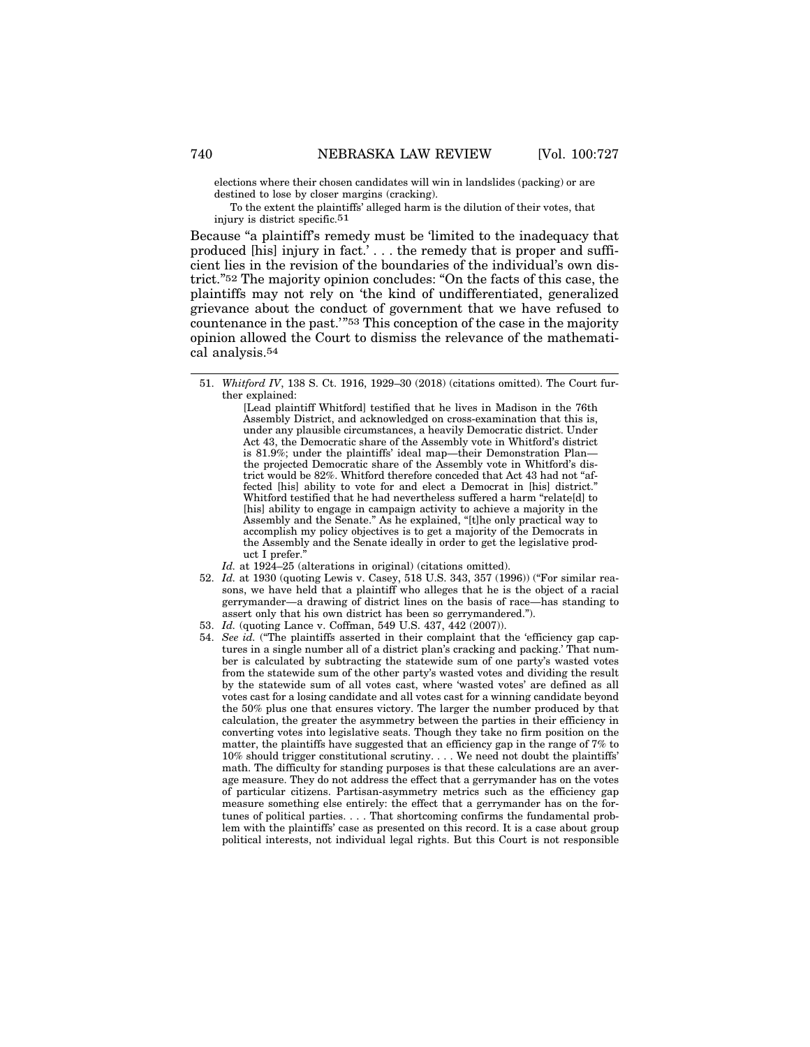> elections where their chosen candidates will win in landslides (packing) or are destined to lose by closer margins (cracking).
>
> To the extent the plaintiffs' alleged harm is the dilution of their votes, that injury is district specific.[51]

Because "a plaintiff's remedy must be 'limited to the inadequacy that produced [his] injury in fact.' . . . the remedy that is proper and sufficient lies in the revision of the boundaries of the individual's own district."[52] The majority opinion concludes: "On the facts of this case, the plaintiffs may not rely on 'the kind of undifferentiated, generalized grievance about the conduct of government that we have refused to countenance in the past.'"[53] This conception of the case in the majority opinion allowed the Court to dismiss the relevance of the mathematical analysis.[54]

---

51. *Whitford IV*, 138 S. Ct. 1916, 1929–30 (2018) (citations omitted). The Court further explained:

    > [Lead plaintiff Whitford] testified that he lives in Madison in the 76th Assembly District, and acknowledged on cross-examination that this is, under any plausible circumstances, a heavily Democratic district. Under Act 43, the Democratic share of the Assembly vote in Whitford's district is 81.9%; under the plaintiffs' ideal map—their Demonstration Plan—the projected Democratic share of the Assembly vote in Whitford's district would be 82%. Whitford therefore conceded that Act 43 had not "affected [his] ability to vote for and elect a Democrat in [his] district." Whitford testified that he had nevertheless suffered a harm "relate[d] to [his] ability to engage in campaign activity to achieve a majority in the Assembly and the Senate." As he explained, "[t]he only practical way to accomplish my policy objectives is to get a majority of the Democrats in the Assembly and the Senate ideally in order to get the legislative product I prefer."

    *Id.* at 1924–25 (alterations in original) (citations omitted).

52. *Id.* at 1930 (quoting Lewis v. Casey, 518 U.S. 343, 357 (1996)) ("For similar reasons, we have held that a plaintiff who alleges that he is the object of a racial gerrymander—a drawing of district lines on the basis of race—has standing to assert only that his own district has been so gerrymandered.").

53. *Id.* (quoting Lance v. Coffman, 549 U.S. 437, 442 (2007)).

54. *See id.* ("The plaintiffs asserted in their complaint that the 'efficiency gap captures in a single number all of a district plan's cracking and packing.' That number is calculated by subtracting the statewide sum of one party's wasted votes from the statewide sum of the other party's wasted votes and dividing the result by the statewide sum of all votes cast, where 'wasted votes' are defined as all votes cast for a losing candidate and all votes cast for a winning candidate beyond the 50% plus one that ensures victory. The larger the number produced by that calculation, the greater the asymmetry between the parties in their efficiency in converting votes into legislative seats. Though they take no firm position on the matter, the plaintiffs have suggested that an efficiency gap in the range of 7% to 10% should trigger constitutional scrutiny. . . . We need not doubt the plaintiffs' math. The difficulty for standing purposes is that these calculations are an average measure. They do not address the effect that a gerrymander has on the votes of particular citizens. Partisan-asymmetry metrics such as the efficiency gap measure something else entirely: the effect that a gerrymander has on the fortunes of political parties. . . . That shortcoming confirms the fundamental problem with the plaintiffs' case as presented on this record. It is a case about group political interests, not individual legal rights. But this Court is not responsible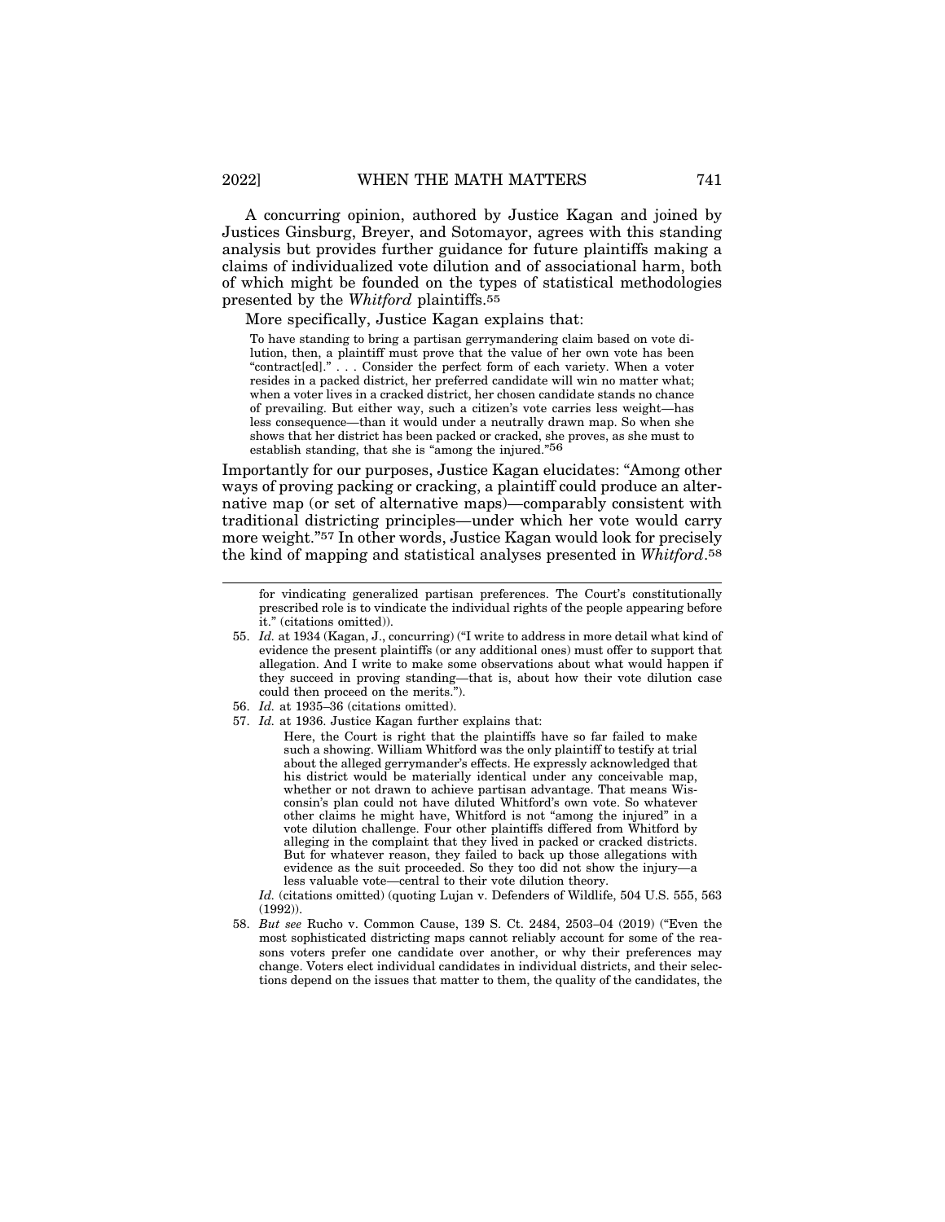A concurring opinion, authored by Justice Kagan and joined by Justices Ginsburg, Breyer, and Sotomayor, agrees with this standing analysis but provides further guidance for future plaintiffs making a claims of individualized vote dilution and of associational harm, both of which might be founded on the types of statistical methodologies presented by the *Whitford* plaintiffs.[55]

More specifically, Justice Kagan explains that:

> To have standing to bring a partisan gerrymandering claim based on vote dilution, then, a plaintiff must prove that the value of her own vote has been "contract[ed]." . . . Consider the perfect form of each variety. When a voter resides in a packed district, her preferred candidate will win no matter what; when a voter lives in a cracked district, her chosen candidate stands no chance of prevailing. But either way, such a citizen's vote carries less weight—has less consequence—than it would under a neutrally drawn map. So when she shows that her district has been packed or cracked, she proves, as she must to establish standing, that she is "among the injured."[56]

Importantly for our purposes, Justice Kagan elucidates: "Among other ways of proving packing or cracking, a plaintiff could produce an alternative map (or set of alternative maps)—comparably consistent with traditional districting principles—under which her vote would carry more weight."[57] In other words, Justice Kagan would look for precisely the kind of mapping and statistical analyses presented in *Whitford*.[58]

---

for vindicating generalized partisan preferences. The Court's constitutionally prescribed role is to vindicate the individual rights of the people appearing before it." (citations omitted)).

55. *Id.* at 1934 (Kagan, J., concurring) ("I write to address in more detail what kind of evidence the present plaintiffs (or any additional ones) must offer to support that allegation. And I write to make some observations about what would happen if they succeed in proving standing—that is, about how their vote dilution case could then proceed on the merits.").

56. *Id.* at 1935–36 (citations omitted).

57. *Id.* at 1936. Justice Kagan further explains that:

> Here, the Court is right that the plaintiffs have so far failed to make such a showing. William Whitford was the only plaintiff to testify at trial about the alleged gerrymander's effects. He expressly acknowledged that his district would be materially identical under any conceivable map, whether or not drawn to achieve partisan advantage. That means Wisconsin's plan could not have diluted Whitford's own vote. So whatever other claims he might have, Whitford is not "among the injured" in a vote dilution challenge. Four other plaintiffs differed from Whitford by alleging in the complaint that they lived in packed or cracked districts. But for whatever reason, they failed to back up those allegations with evidence as the suit proceeded. So they too did not show the injury—a less valuable vote—central to their vote dilution theory.

*Id.* (citations omitted) (quoting Lujan v. Defenders of Wildlife, 504 U.S. 555, 563 (1992)).

58. *But see* Rucho v. Common Cause, 139 S. Ct. 2484, 2503–04 (2019) ("Even the most sophisticated districting maps cannot reliably account for some of the reasons voters prefer one candidate over another, or why their preferences may change. Voters elect individual candidates in individual districts, and their selections depend on the issues that matter to them, the quality of the candidates, the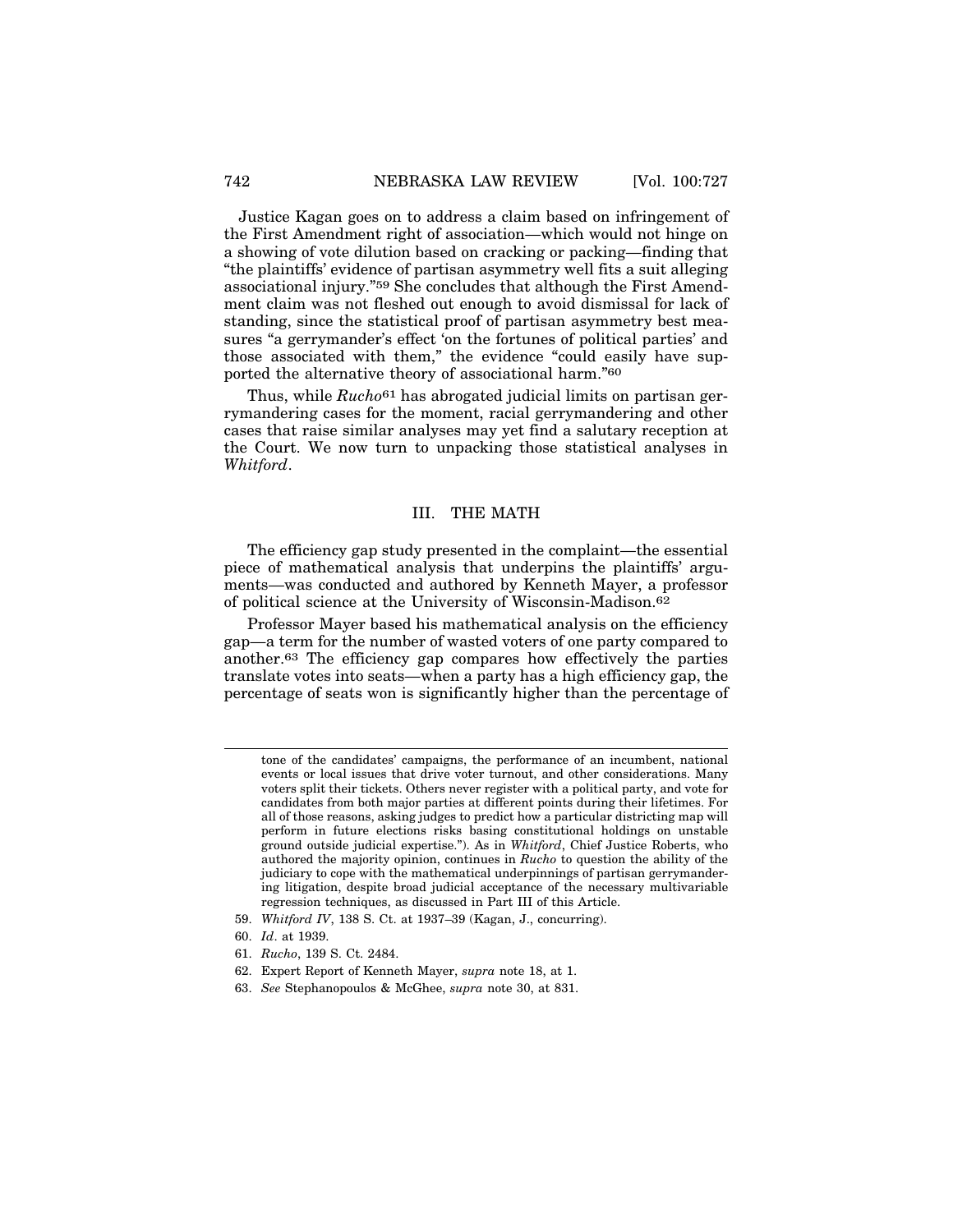Justice Kagan goes on to address a claim based on infringement of the First Amendment right of association—which would not hinge on a showing of vote dilution based on cracking or packing—finding that "the plaintiffs' evidence of partisan asymmetry well fits a suit alleging associational injury."[59] She concludes that although the First Amendment claim was not fleshed out enough to avoid dismissal for lack of standing, since the statistical proof of partisan asymmetry best measures "a gerrymander's effect 'on the fortunes of political parties' and those associated with them," the evidence "could easily have supported the alternative theory of associational harm."[60]

Thus, while *Rucho*[61] has abrogated judicial limits on partisan gerrymandering cases for the moment, racial gerrymandering and other cases that raise similar analyses may yet find a salutary reception at the Court. We now turn to unpacking those statistical analyses in *Whitford*.

## III. THE MATH

The efficiency gap study presented in the complaint—the essential piece of mathematical analysis that underpins the plaintiffs' arguments—was conducted and authored by Kenneth Mayer, a professor of political science at the University of Wisconsin-Madison.[62]

Professor Mayer based his mathematical analysis on the efficiency gap—a term for the number of wasted voters of one party compared to another.[63] The efficiency gap compares how effectively the parties translate votes into seats—when a party has a high efficiency gap, the percentage of seats won is significantly higher than the percentage of

---

tone of the candidates' campaigns, the performance of an incumbent, national events or local issues that drive voter turnout, and other considerations. Many voters split their tickets. Others never register with a political party, and vote for candidates from both major parties at different points during their lifetimes. For all of those reasons, asking judges to predict how a particular districting map will perform in future elections risks basing constitutional holdings on unstable ground outside judicial expertise."). As in *Whitford*, Chief Justice Roberts, who authored the majority opinion, continues in *Rucho* to question the ability of the judiciary to cope with the mathematical underpinnings of partisan gerrymandering litigation, despite broad judicial acceptance of the necessary multivariable regression techniques, as discussed in Part III of this Article.

59. *Whitford IV*, 138 S. Ct. at 1937–39 (Kagan, J., concurring).

60. *Id*. at 1939.

61. *Rucho*, 139 S. Ct. 2484.

62. Expert Report of Kenneth Mayer, *supra* note 18, at 1.

63. *See* Stephanopoulos & McGhee, *supra* note 30, at 831.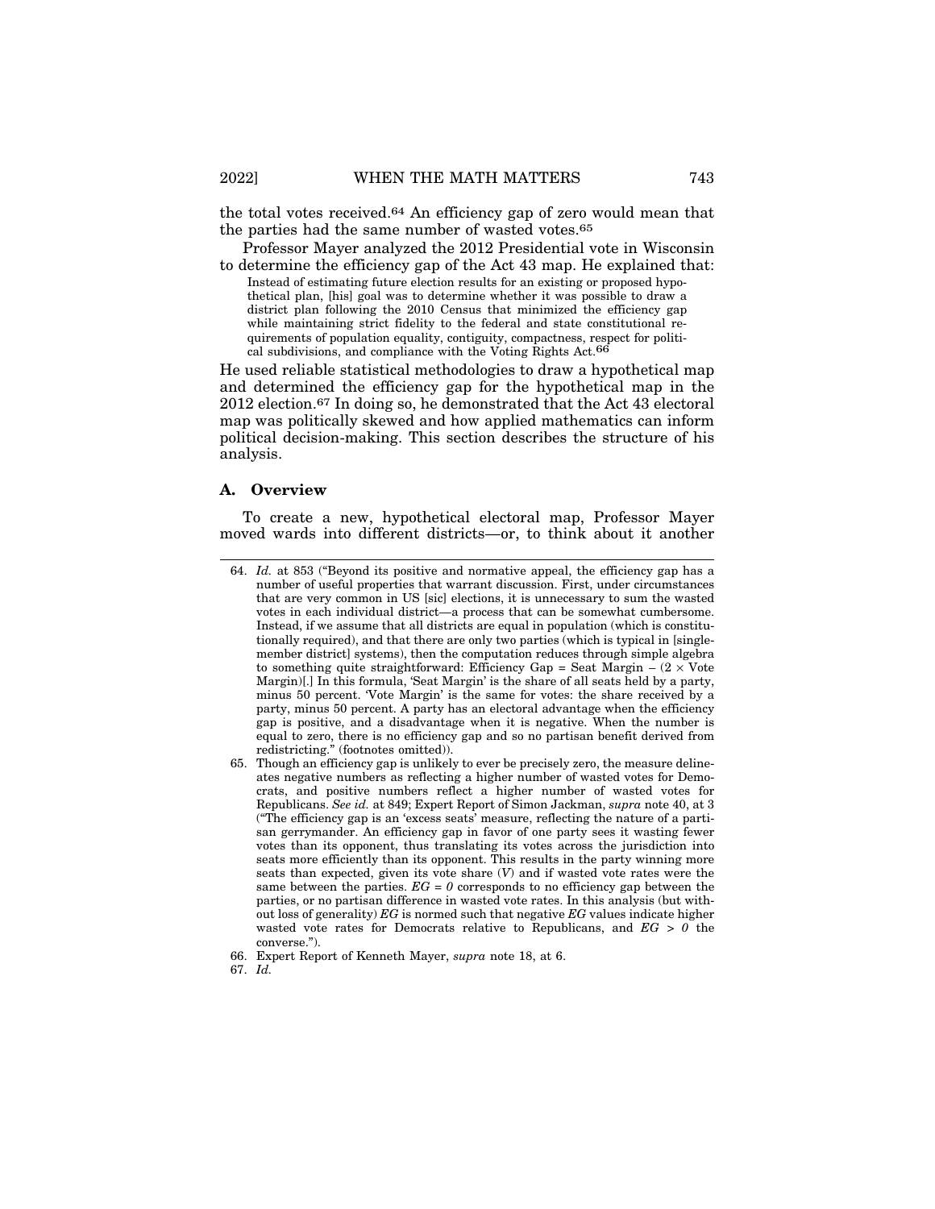the total votes received.[64] An efficiency gap of zero would mean that the parties had the same number of wasted votes.[65]

Professor Mayer analyzed the 2012 Presidential vote in Wisconsin to determine the efficiency gap of the Act 43 map. He explained that:

> Instead of estimating future election results for an existing or proposed hypothetical plan, [his] goal was to determine whether it was possible to draw a district plan following the 2010 Census that minimized the efficiency gap while maintaining strict fidelity to the federal and state constitutional requirements of population equality, contiguity, compactness, respect for political subdivisions, and compliance with the Voting Rights Act.[66]

He used reliable statistical methodologies to draw a hypothetical map and determined the efficiency gap for the hypothetical map in the 2012 election.[67] In doing so, he demonstrated that the Act 43 electoral map was politically skewed and how applied mathematics can inform political decision-making. This section describes the structure of his analysis.

### A. Overview

To create a new, hypothetical electoral map, Professor Mayer moved wards into different districts—or, to think about it another

---

64. *Id.* at 853 ("Beyond its positive and normative appeal, the efficiency gap has a number of useful properties that warrant discussion. First, under circumstances that are very common in US [sic] elections, it is unnecessary to sum the wasted votes in each individual district—a process that can be somewhat cumbersome. Instead, if we assume that all districts are equal in population (which is constitutionally required), and that there are only two parties (which is typical in [single-member district] systems), then the computation reduces through simple algebra to something quite straightforward: Efficiency Gap = Seat Margin – (2 × Vote Margin)[.] In this formula, 'Seat Margin' is the share of all seats held by a party, minus 50 percent. 'Vote Margin' is the same for votes: the share received by a party, minus 50 percent. A party has an electoral advantage when the efficiency gap is positive, and a disadvantage when it is negative. When the number is equal to zero, there is no efficiency gap and so no partisan benefit derived from redistricting." (footnotes omitted)).

65. Though an efficiency gap is unlikely to ever be precisely zero, the measure delineates negative numbers as reflecting a higher number of wasted votes for Democrats, and positive numbers reflect a higher number of wasted votes for Republicans. *See id.* at 849; Expert Report of Simon Jackman, *supra* note 40, at 3 ("The efficiency gap is an 'excess seats' measure, reflecting the nature of a partisan gerrymander. An efficiency gap in favor of one party sees it wasting fewer votes than its opponent, thus translating its votes across the jurisdiction into seats more efficiently than its opponent. This results in the party winning more seats than expected, given its vote share ($V$) and if wasted vote rates were the same between the parties. $EG = 0$ corresponds to no efficiency gap between the parties, or no partisan difference in wasted vote rates. In this analysis (but without loss of generality) $EG$ is normed such that negative $EG$ values indicate higher wasted vote rates for Democrats relative to Republicans, and $EG > 0$ the converse.").

66. Expert Report of Kenneth Mayer, *supra* note 18, at 6.

67. *Id.*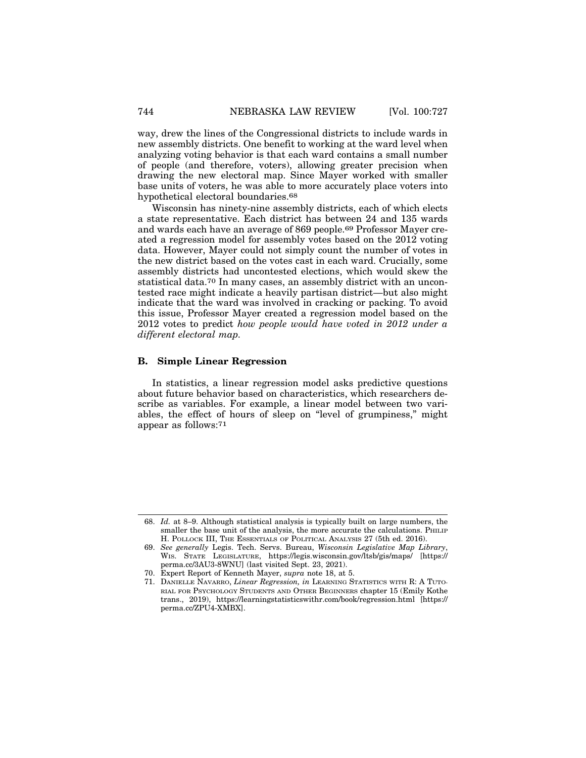way, drew the lines of the Congressional districts to include wards in new assembly districts. One benefit to working at the ward level when analyzing voting behavior is that each ward contains a small number of people (and therefore, voters), allowing greater precision when drawing the new electoral map. Since Mayer worked with smaller base units of voters, he was able to more accurately place voters into hypothetical electoral boundaries.[68]

Wisconsin has ninety-nine assembly districts, each of which elects a state representative. Each district has between 24 and 135 wards and wards each have an average of 869 people.[69] Professor Mayer created a regression model for assembly votes based on the 2012 voting data. However, Mayer could not simply count the number of votes in the new district based on the votes cast in each ward. Crucially, some assembly districts had uncontested elections, which would skew the statistical data.[70] In many cases, an assembly district with an uncontested race might indicate a heavily partisan district—but also might indicate that the ward was involved in cracking or packing. To avoid this issue, Professor Mayer created a regression model based on the 2012 votes to predict *how people would have voted in 2012 under a different electoral map.*

### B. Simple Linear Regression

In statistics, a linear regression model asks predictive questions about future behavior based on characteristics, which researchers describe as variables. For example, a linear model between two variables, the effect of hours of sleep on "level of grumpiness," might appear as follows:[71]

---

68. *Id.* at 8–9. Although statistical analysis is typically built on large numbers, the smaller the base unit of the analysis, the more accurate the calculations. PHILIP H. POLLOCK III, THE ESSENTIALS OF POLITICAL ANALYSIS 27 (5th ed. 2016).

69. *See generally* Legis. Tech. Servs. Bureau, *Wisconsin Legislative Map Library*, WIS. STATE LEGISLATURE, https://legis.wisconsin.gov/ltsb/gis/maps/ [https://perma.cc/3AU3-8WNU] (last visited Sept. 23, 2021).

70. Expert Report of Kenneth Mayer, *supra* note 18, at 5.

71. DANIELLE NAVARRO, *Linear Regression, in* LEARNING STATISTICS WITH R: A TUTORIAL FOR PSYCHOLOGY STUDENTS AND OTHER BEGINNERS chapter 15 (Emily Kothe trans., 2019), https://learningstatisticswithr.com/book/regression.html [https://perma.cc/ZPU4-XMBX].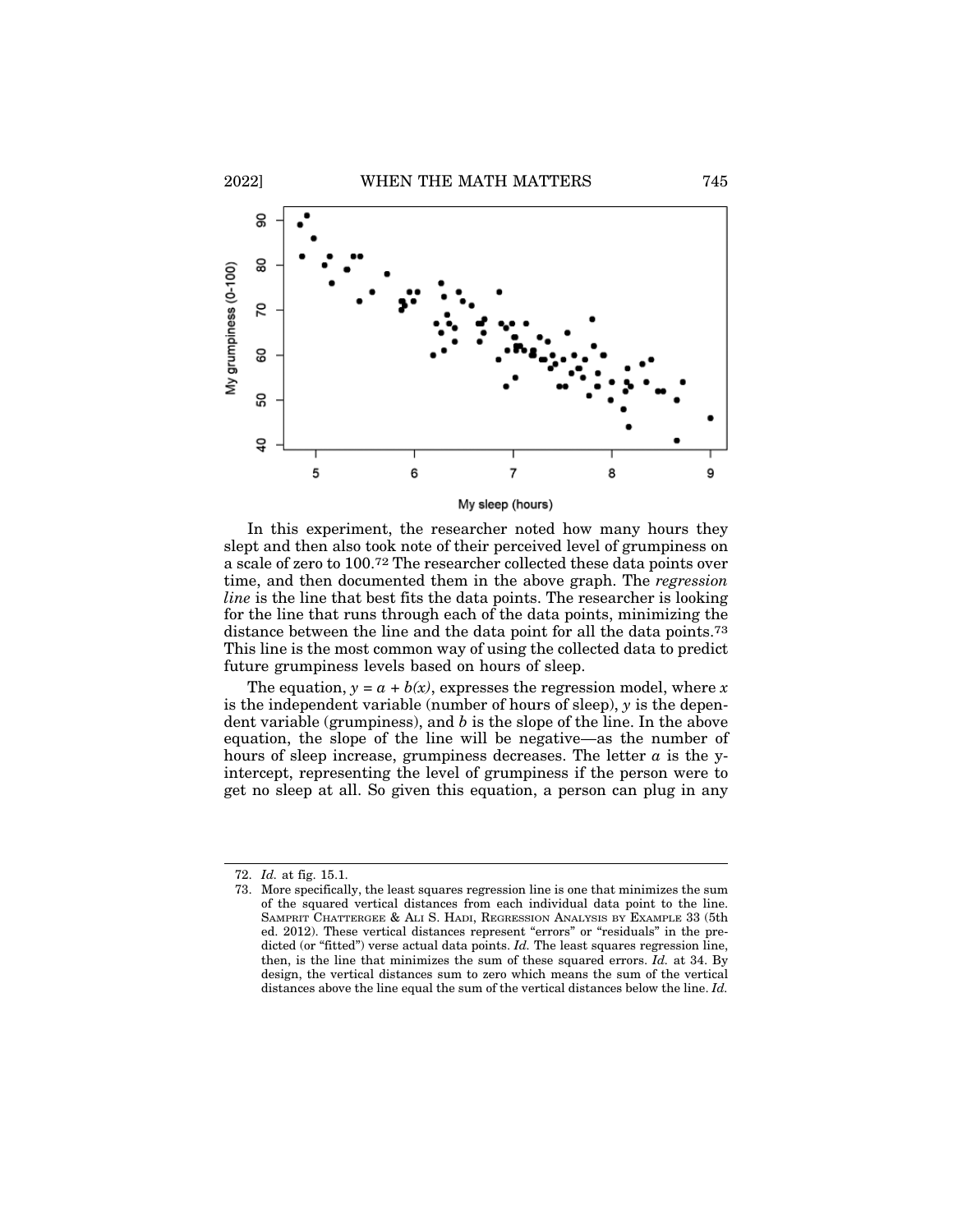In this experiment, the researcher noted how many hours they slept and then also took note of their perceived level of grumpiness on a scale of zero to 100.[72] The researcher collected these data points over time, and then documented them in the above graph. The *regression line* is the line that best fits the data points. The researcher is looking for the line that runs through each of the data points, minimizing the distance between the line and the data point for all the data points.[73] This line is the most common way of using the collected data to predict future grumpiness levels based on hours of sleep.

The equation, $y = a + b(x)$, expresses the regression model, where $x$ is the independent variable (number of hours of sleep), $y$ is the dependent variable (grumpiness), and $b$ is the slope of the line. In the above equation, the slope of the line will be negative—as the number of hours of sleep increase, grumpiness decreases. The letter $a$ is the y-intercept, representing the level of grumpiness if the person were to get no sleep at all. So given this equation, a person can plug in any

---

72. *Id.* at fig. 15.1.

73. More specifically, the least squares regression line is one that minimizes the sum of the squared vertical distances from each individual data point to the line. SAMPRIT CHATTERGEE & ALI S. HADI, REGRESSION ANALYSIS BY EXAMPLE 33 (5th ed. 2012). These vertical distances represent "errors" or "residuals" in the predicted (or "fitted") verse actual data points. *Id.* The least squares regression line, then, is the line that minimizes the sum of these squared errors. *Id.* at 34. By design, the vertical distances sum to zero which means the sum of the vertical distances above the line equal the sum of the vertical distances below the line. *Id.*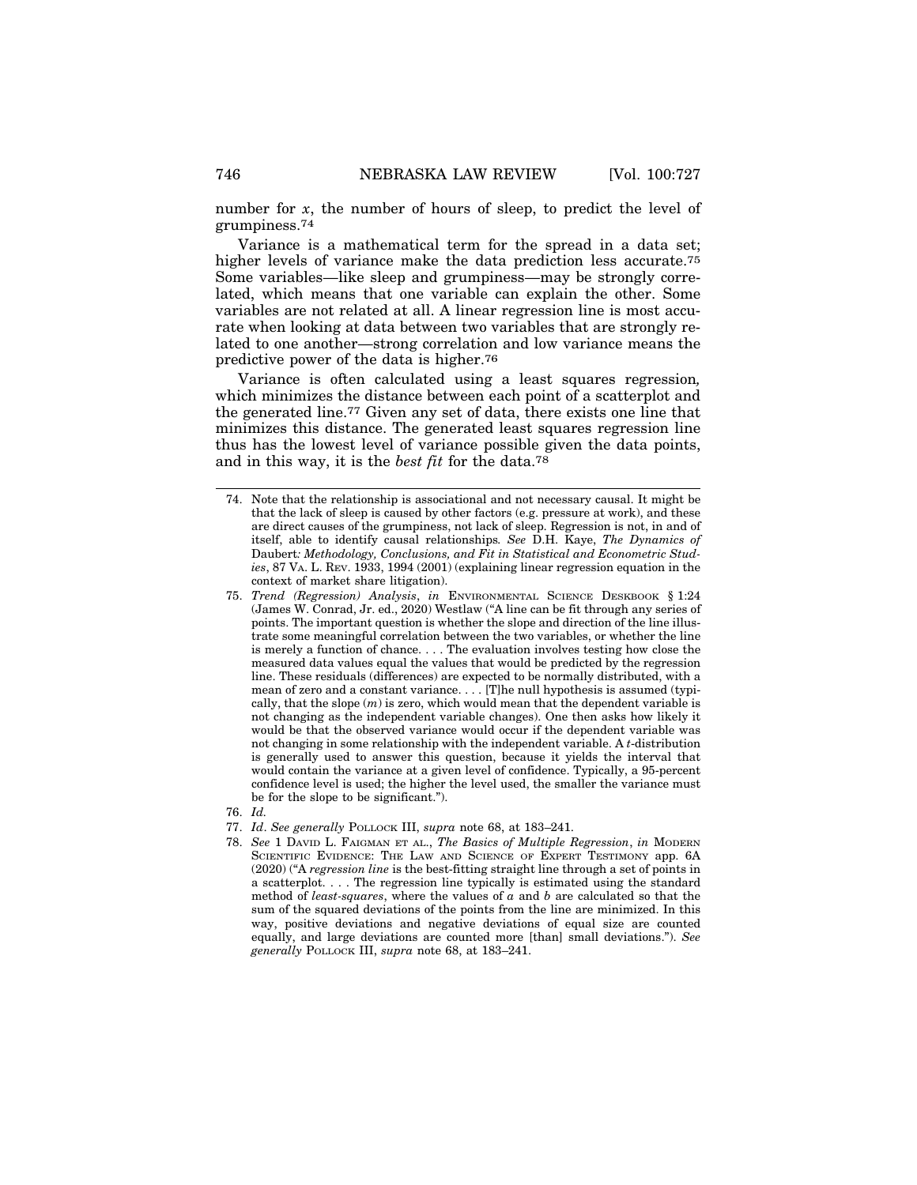number for $x$, the number of hours of sleep, to predict the level of grumpiness.[74]

Variance is a mathematical term for the spread in a data set; higher levels of variance make the data prediction less accurate.[75] Some variables—like sleep and grumpiness—may be strongly correlated, which means that one variable can explain the other. Some variables are not related at all. A linear regression line is most accurate when looking at data between two variables that are strongly related to one another—strong correlation and low variance means the predictive power of the data is higher.[76]

Variance is often calculated using a least squares regression*,* which minimizes the distance between each point of a scatterplot and the generated line.[77] Given any set of data, there exists one line that minimizes this distance. The generated least squares regression line thus has the lowest level of variance possible given the data points, and in this way, it is the *best fit* for the data.[78]

---

74. Note that the relationship is associational and not necessary causal. It might be that the lack of sleep is caused by other factors (e.g. pressure at work), and these are direct causes of the grumpiness, not lack of sleep. Regression is not, in and of itself, able to identify causal relationships*. See* D.H. Kaye, *The Dynamics of* Daubert*: Methodology, Conclusions, and Fit in Statistical and Econometric Studies*, 87 VA. L. REV. 1933, 1994 (2001) (explaining linear regression equation in the context of market share litigation).

75. *Trend (Regression) Analysis*, *in* ENVIRONMENTAL SCIENCE DESKBOOK § 1:24 (James W. Conrad, Jr. ed., 2020) Westlaw ("A line can be fit through any series of points. The important question is whether the slope and direction of the line illustrate some meaningful correlation between the two variables, or whether the line is merely a function of chance. . . . The evaluation involves testing how close the measured data values equal the values that would be predicted by the regression line. These residuals (differences) are expected to be normally distributed, with a mean of zero and a constant variance. . . . [T]he null hypothesis is assumed (typically, that the slope ($m$) is zero, which would mean that the dependent variable is not changing as the independent variable changes). One then asks how likely it would be that the observed variance would occur if the dependent variable was not changing in some relationship with the independent variable. A $t$-distribution is generally used to answer this question, because it yields the interval that would contain the variance at a given level of confidence. Typically, a 95-percent confidence level is used; the higher the level used, the smaller the variance must be for the slope to be significant.").

76. *Id.*

77. *Id*. *See generally* POLLOCK III, *supra* note 68, at 183–241.

78. *See* 1 DAVID L. FAIGMAN ET AL., *The Basics of Multiple Regression*, *in* MODERN SCIENTIFIC EVIDENCE: THE LAW AND SCIENCE OF EXPERT TESTIMONY app. 6A (2020) ("A *regression line* is the best-fitting straight line through a set of points in a scatterplot. . . . The regression line typically is estimated using the standard method of *least-squares*, where the values of $a$ and $b$ are calculated so that the sum of the squared deviations of the points from the line are minimized. In this way, positive deviations and negative deviations of equal size are counted equally, and large deviations are counted more [than] small deviations."). *See generally* POLLOCK III, *supra* note 68, at 183–241.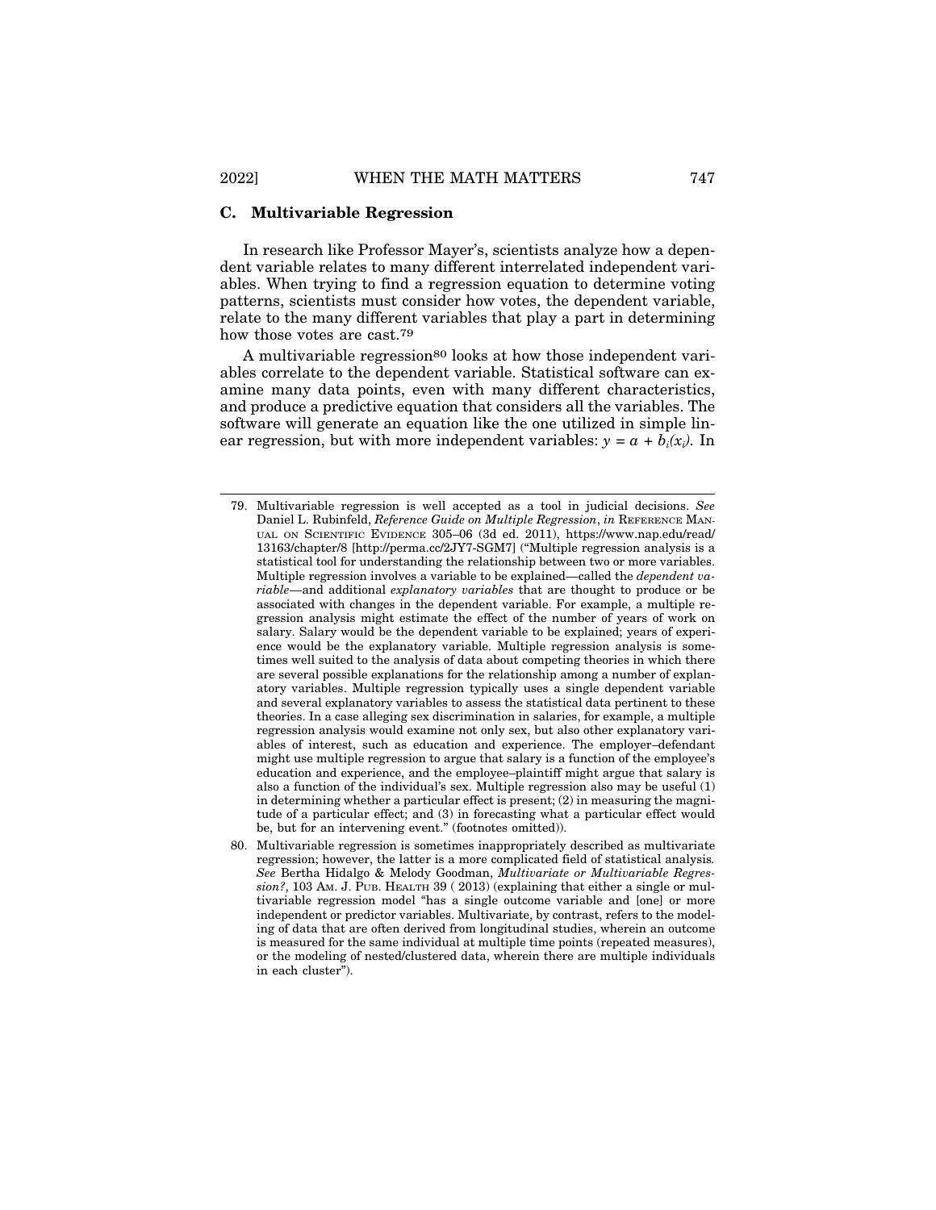### C. Multivariable Regression

In research like Professor Mayer's, scientists analyze how a dependent variable relates to many different interrelated independent variables. When trying to find a regression equation to determine voting patterns, scientists must consider how votes, the dependent variable, relate to the many different variables that play a part in determining how those votes are cast.[79]

A multivariable regression[80] looks at how those independent variables correlate to the dependent variable. Statistical software can examine many data points, even with many different characteristics, and produce a predictive equation that considers all the variables. The software will generate an equation like the one utilized in simple linear regression, but with more independent variables: $y = a + b_i(x_i)$. In

---

79. Multivariable regression is well accepted as a tool in judicial decisions. *See* Daniel L. Rubinfeld, *Reference Guide on Multiple Regression*, *in* REFERENCE MANUAL ON SCIENTIFIC EVIDENCE 305–06 (3d ed. 2011), https://www.nap.edu/read/13163/chapter/8 [http://perma.cc/2JY7-SGM7] ("Multiple regression analysis is a statistical tool for understanding the relationship between two or more variables. Multiple regression involves a variable to be explained—called the *dependent variable*—and additional *explanatory variables* that are thought to produce or be associated with changes in the dependent variable. For example, a multiple regression analysis might estimate the effect of the number of years of work on salary. Salary would be the dependent variable to be explained; years of experience would be the explanatory variable. Multiple regression analysis is sometimes well suited to the analysis of data about competing theories in which there are several possible explanations for the relationship among a number of explanatory variables. Multiple regression typically uses a single dependent variable and several explanatory variables to assess the statistical data pertinent to these theories. In a case alleging sex discrimination in salaries, for example, a multiple regression analysis would examine not only sex, but also other explanatory variables of interest, such as education and experience. The employer–defendant might use multiple regression to argue that salary is a function of the employee's education and experience, and the employee–plaintiff might argue that salary is also a function of the individual's sex. Multiple regression also may be useful (1) in determining whether a particular effect is present; (2) in measuring the magnitude of a particular effect; and (3) in forecasting what a particular effect would be, but for an intervening event." (footnotes omitted)).

80. Multivariable regression is sometimes inappropriately described as multivariate regression; however, the latter is a more complicated field of statistical analysis. *See* Bertha Hidalgo & Melody Goodman, *Multivariate or Multivariable Regression?*, 103 AM. J. PUB. HEALTH 39 ( 2013) (explaining that either a single or multivariable regression model "has a single outcome variable and [one] or more independent or predictor variables. Multivariate, by contrast, refers to the modeling of data that are often derived from longitudinal studies, wherein an outcome is measured for the same individual at multiple time points (repeated measures), or the modeling of nested/clustered data, wherein there are multiple individuals in each cluster").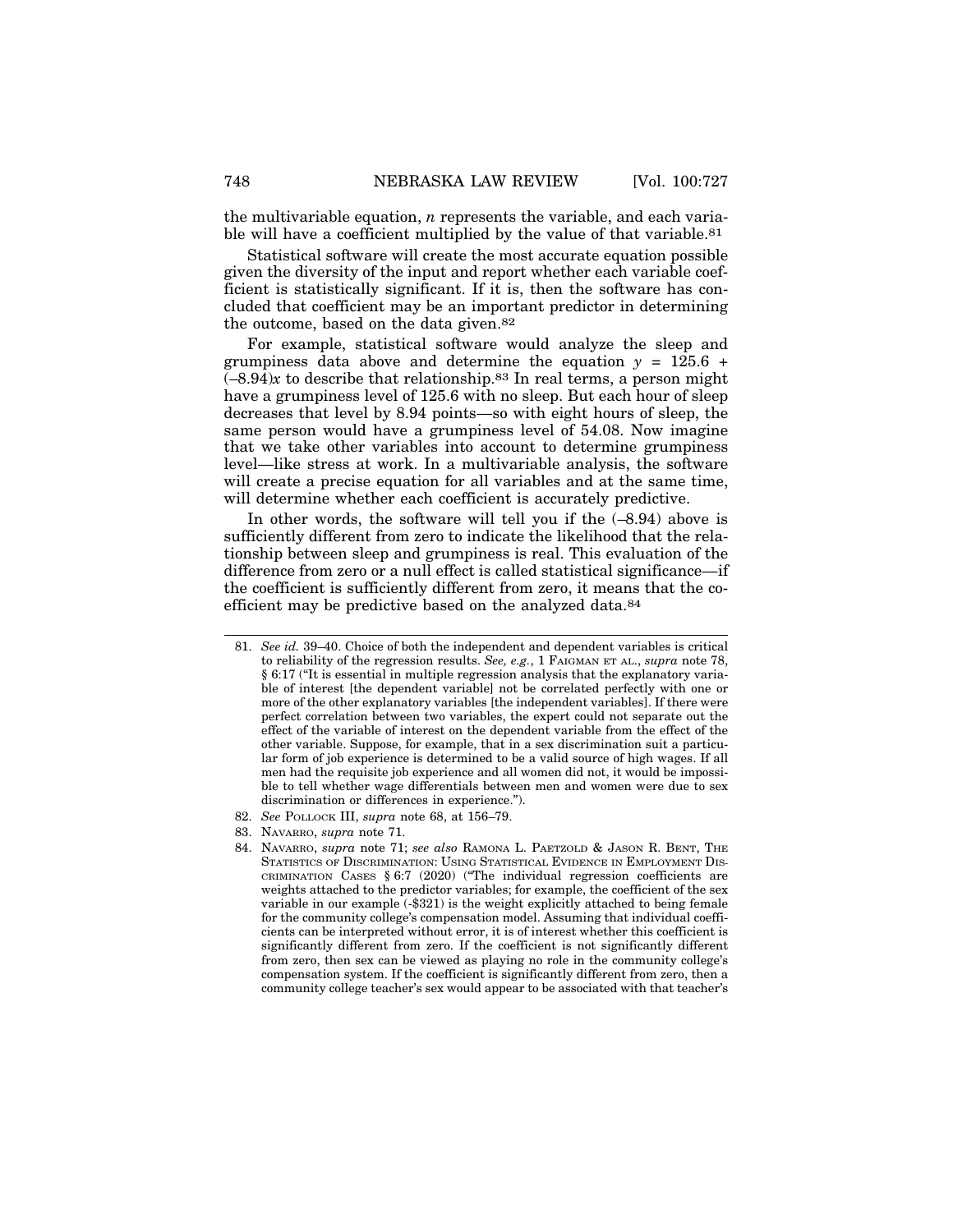the multivariable equation, $n$ represents the variable, and each variable will have a coefficient multiplied by the value of that variable.[81]

Statistical software will create the most accurate equation possible given the diversity of the input and report whether each variable coefficient is statistically significant. If it is, then the software has concluded that coefficient may be an important predictor in determining the outcome, based on the data given.[82]

For example, statistical software would analyze the sleep and grumpiness data above and determine the equation $y = 125.6 + (-8.94)x$ to describe that relationship.[83] In real terms, a person might have a grumpiness level of 125.6 with no sleep. But each hour of sleep decreases that level by 8.94 points—so with eight hours of sleep, the same person would have a grumpiness level of 54.08. Now imagine that we take other variables into account to determine grumpiness level—like stress at work. In a multivariable analysis, the software will create a precise equation for all variables and at the same time, will determine whether each coefficient is accurately predictive.

In other words, the software will tell you if the (–8.94) above is sufficiently different from zero to indicate the likelihood that the relationship between sleep and grumpiness is real. This evaluation of the difference from zero or a null effect is called statistical significance—if the coefficient is sufficiently different from zero, it means that the coefficient may be predictive based on the analyzed data.[84]

---

81. *See id.* 39–40. Choice of both the independent and dependent variables is critical to reliability of the regression results. *See, e.g.*, 1 FAIGMAN ET AL., *supra* note 78, § 6:17 ("It is essential in multiple regression analysis that the explanatory variable of interest [the dependent variable] not be correlated perfectly with one or more of the other explanatory variables [the independent variables]. If there were perfect correlation between two variables, the expert could not separate out the effect of the variable of interest on the dependent variable from the effect of the other variable. Suppose, for example, that in a sex discrimination suit a particular form of job experience is determined to be a valid source of high wages. If all men had the requisite job experience and all women did not, it would be impossible to tell whether wage differentials between men and women were due to sex discrimination or differences in experience.").

82. *See* POLLOCK III, *supra* note 68, at 156–79.

83. NAVARRO, *supra* note 71.

84. NAVARRO, *supra* note 71; *see also* RAMONA L. PAETZOLD & JASON R. BENT, THE STATISTICS OF DISCRIMINATION: USING STATISTICAL EVIDENCE IN EMPLOYMENT DISCRIMINATION CASES § 6:7 (2020) ("The individual regression coefficients are weights attached to the predictor variables; for example, the coefficient of the sex variable in our example (-$321) is the weight explicitly attached to being female for the community college's compensation model. Assuming that individual coefficients can be interpreted without error, it is of interest whether this coefficient is significantly different from zero. If the coefficient is not significantly different from zero, then sex can be viewed as playing no role in the community college's compensation system. If the coefficient is significantly different from zero, then a community college teacher's sex would appear to be associated with that teacher's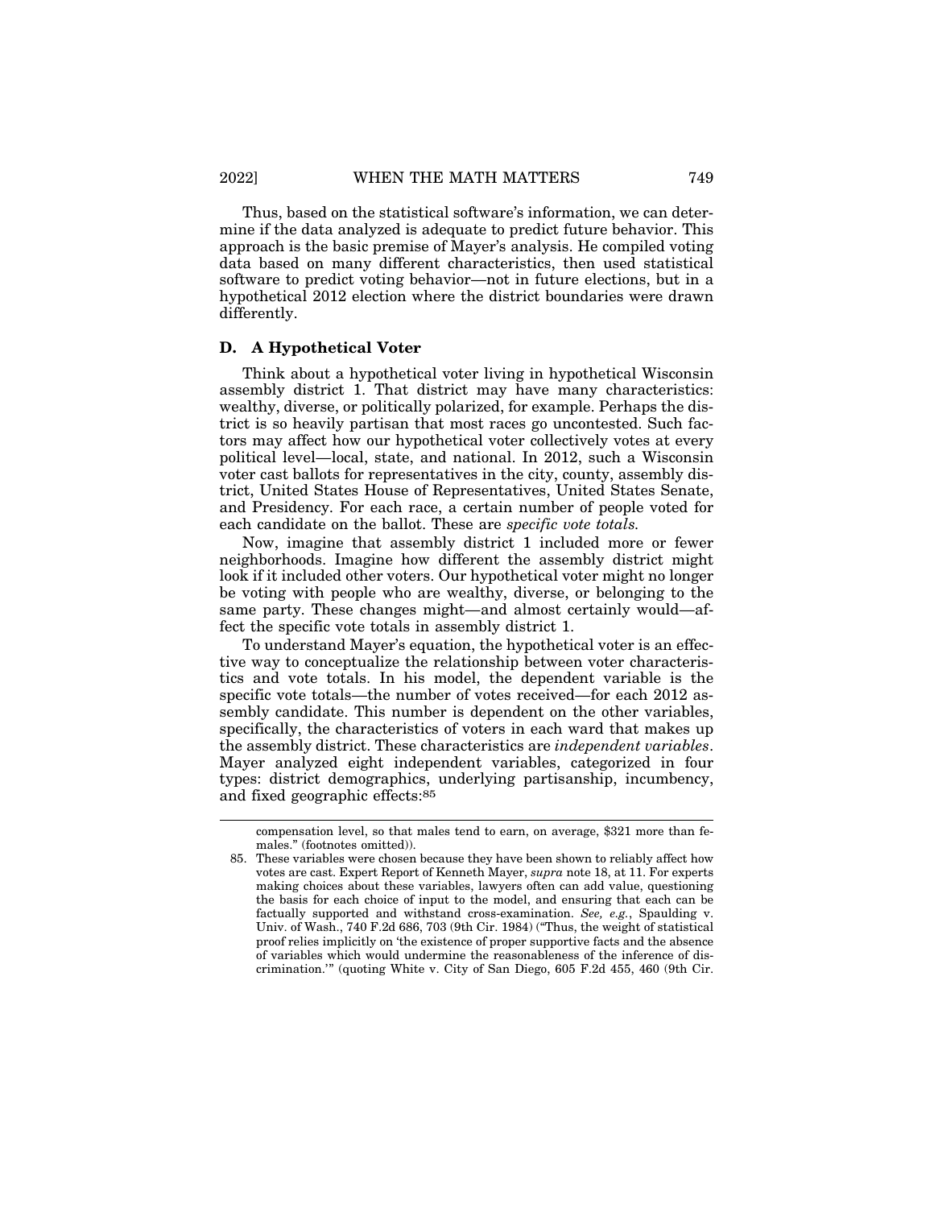Thus, based on the statistical software's information, we can determine if the data analyzed is adequate to predict future behavior. This approach is the basic premise of Mayer's analysis. He compiled voting data based on many different characteristics, then used statistical software to predict voting behavior—not in future elections, but in a hypothetical 2012 election where the district boundaries were drawn differently.

### D. A Hypothetical Voter

Think about a hypothetical voter living in hypothetical Wisconsin assembly district 1. That district may have many characteristics: wealthy, diverse, or politically polarized, for example. Perhaps the district is so heavily partisan that most races go uncontested. Such factors may affect how our hypothetical voter collectively votes at every political level—local, state, and national. In 2012, such a Wisconsin voter cast ballots for representatives in the city, county, assembly district, United States House of Representatives, United States Senate, and Presidency. For each race, a certain number of people voted for each candidate on the ballot. These are *specific vote totals.*

Now, imagine that assembly district 1 included more or fewer neighborhoods. Imagine how different the assembly district might look if it included other voters. Our hypothetical voter might no longer be voting with people who are wealthy, diverse, or belonging to the same party. These changes might—and almost certainly would—affect the specific vote totals in assembly district 1.

To understand Mayer's equation, the hypothetical voter is an effective way to conceptualize the relationship between voter characteristics and vote totals. In his model, the dependent variable is the specific vote totals—the number of votes received—for each 2012 assembly candidate. This number is dependent on the other variables, specifically, the characteristics of voters in each ward that makes up the assembly district. These characteristics are *independent variables*. Mayer analyzed eight independent variables, categorized in four types: district demographics, underlying partisanship, incumbency, and fixed geographic effects:[85]

---

compensation level, so that males tend to earn, on average, $321 more than females." (footnotes omitted)).

85. These variables were chosen because they have been shown to reliably affect how votes are cast. Expert Report of Kenneth Mayer, *supra* note 18, at 11. For experts making choices about these variables, lawyers often can add value, questioning the basis for each choice of input to the model, and ensuring that each can be factually supported and withstand cross-examination. *See, e.g.*, Spaulding v. Univ. of Wash., 740 F.2d 686, 703 (9th Cir. 1984) ("Thus, the weight of statistical proof relies implicitly on 'the existence of proper supportive facts and the absence of variables which would undermine the reasonableness of the inference of discrimination.'" (quoting White v. City of San Diego, 605 F.2d 455, 460 (9th Cir.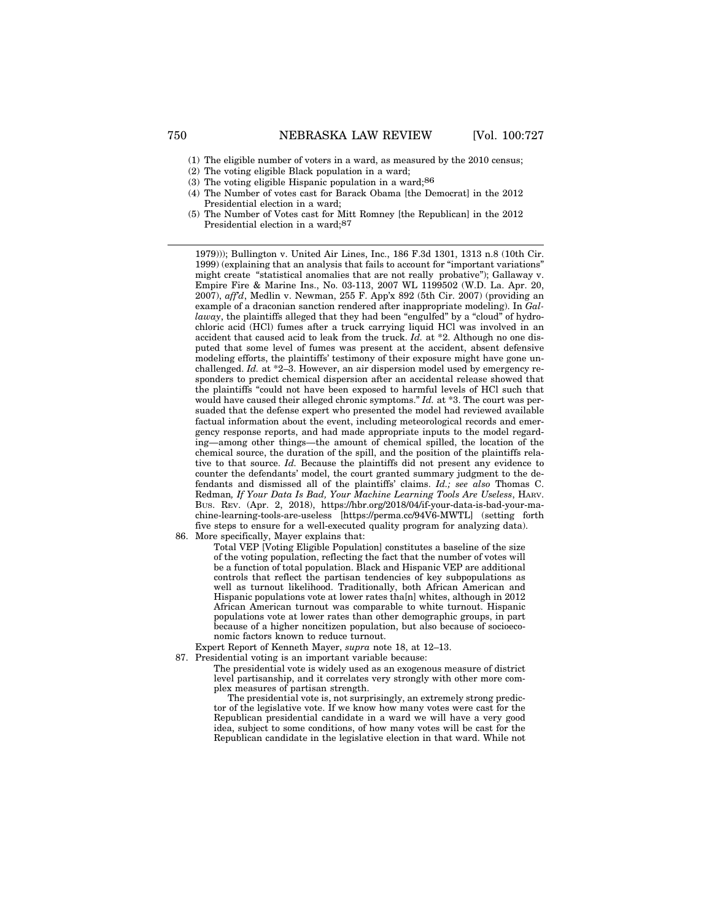(1) The eligible number of voters in a ward, as measured by the 2010 census;
(2) The voting eligible Black population in a ward;
(3) The voting eligible Hispanic population in a ward;[86]
(4) The Number of votes cast for Barack Obama [the Democrat] in the 2012 Presidential election in a ward;
(5) The Number of Votes cast for Mitt Romney [the Republican] in the 2012 Presidential election in a ward;[87]

---

1979))); Bullington v. United Air Lines, Inc., 186 F.3d 1301, 1313 n.8 (10th Cir. 1999) (explaining that an analysis that fails to account for "important variations" might create "statistical anomalies that are not really probative"); Gallaway v. Empire Fire & Marine Ins., No. 03-113, 2007 WL 1199502 (W.D. La. Apr. 20, 2007), *aff'd*, Medlin v. Newman, 255 F. App'x 892 (5th Cir. 2007) (providing an example of a draconian sanction rendered after inappropriate modeling). In *Gallaway*, the plaintiffs alleged that they had been "engulfed" by a "cloud" of hydrochloric acid (HCl) fumes after a truck carrying liquid HCl was involved in an accident that caused acid to leak from the truck. *Id.* at *2. Although no one disputed that some level of fumes was present at the accident, absent defensive modeling efforts, the plaintiffs' testimony of their exposure might have gone unchallenged. *Id.* at *2–3. However, an air dispersion model used by emergency responders to predict chemical dispersion after an accidental release showed that the plaintiffs "could not have been exposed to harmful levels of HCl such that would have caused their alleged chronic symptoms." *Id.* at *3. The court was persuaded that the defense expert who presented the model had reviewed available factual information about the event, including meteorological records and emergency response reports, and had made appropriate inputs to the model regarding—among other things—the amount of chemical spilled, the location of the chemical source, the duration of the spill, and the position of the plaintiffs relative to that source. *Id.* Because the plaintiffs did not present any evidence to counter the defendants' model, the court granted summary judgment to the defendants and dismissed all of the plaintiffs' claims. *Id.; see also* Thomas C. Redman, *If Your Data Is Bad, Your Machine Learning Tools Are Useless*, HARV. BUS. REV. (Apr. 2, 2018), https://hbr.org/2018/04/if-your-data-is-bad-your-machine-learning-tools-are-useless [https://perma.cc/94V6-MWTL] (setting forth five steps to ensure for a well-executed quality program for analyzing data).

86. More specifically, Mayer explains that:

> Total VEP [Voting Eligible Population] constitutes a baseline of the size of the voting population, reflecting the fact that the number of votes will be a function of total population. Black and Hispanic VEP are additional controls that reflect the partisan tendencies of key subpopulations as well as turnout likelihood. Traditionally, both African American and Hispanic populations vote at lower rates tha[n] whites, although in 2012 African American turnout was comparable to white turnout. Hispanic populations vote at lower rates than other demographic groups, in part because of a higher noncitizen population, but also because of socioeconomic factors known to reduce turnout.

Expert Report of Kenneth Mayer, *supra* note 18, at 12–13.

87. Presidential voting is an important variable because:

> The presidential vote is widely used as an exogenous measure of district level partisanship, and it correlates very strongly with other more complex measures of partisan strength.
>
> The presidential vote is, not surprisingly, an extremely strong predictor of the legislative vote. If we know how many votes were cast for the Republican presidential candidate in a ward we will have a very good idea, subject to some conditions, of how many votes will be cast for the Republican candidate in the legislative election in that ward. While not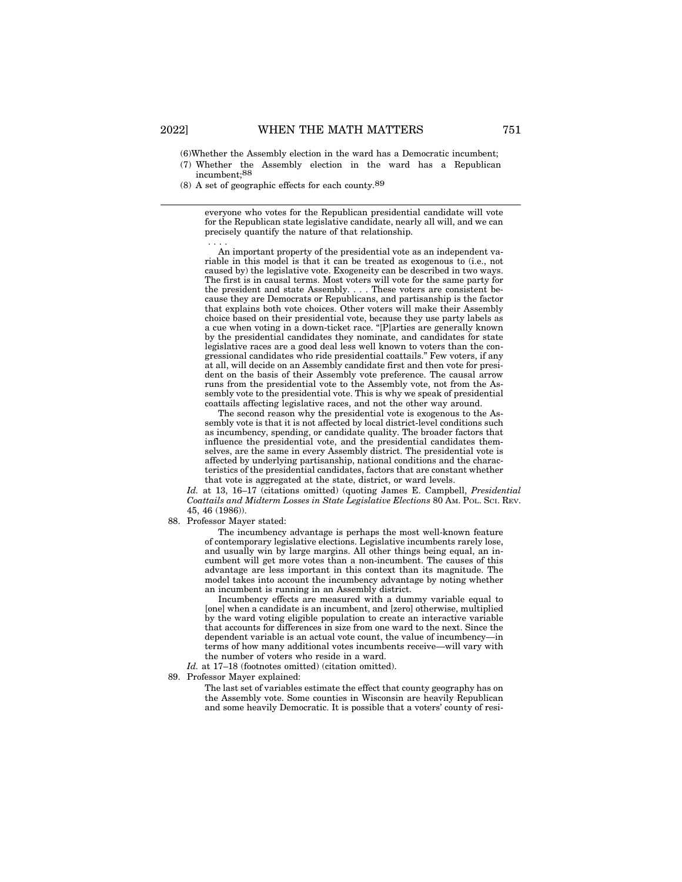(6) Whether the Assembly election in the ward has a Democratic incumbent;
(7) Whether the Assembly election in the ward has a Republican incumbent;[88]
(8) A set of geographic effects for each county.[89]

---

> everyone who votes for the Republican presidential candidate will vote for the Republican state legislative candidate, nearly all will, and we can precisely quantify the nature of that relationship.
>
> . . . .
>
> An important property of the presidential vote as an independent variable in this model is that it can be treated as exogenous to (i.e., not caused by) the legislative vote. Exogeneity can be described in two ways. The first is in causal terms. Most voters will vote for the same party for the president and state Assembly. . . . These voters are consistent because they are Democrats or Republicans, and partisanship is the factor that explains both vote choices. Other voters will make their Assembly choice based on their presidential vote, because they use party labels as a cue when voting in a down-ticket race. "[P]arties are generally known by the presidential candidates they nominate, and candidates for state legislative races are a good deal less well known to voters than the congressional candidates who ride presidential coattails." Few voters, if any at all, will decide on an Assembly candidate first and then vote for president on the basis of their Assembly vote preference. The causal arrow runs from the presidential vote to the Assembly vote, not from the Assembly vote to the presidential vote. This is why we speak of presidential coattails affecting legislative races, and not the other way around.
>
> The second reason why the presidential vote is exogenous to the Assembly vote is that it is not affected by local district-level conditions such as incumbency, spending, or candidate quality. The broader factors that influence the presidential vote, and the presidential candidates themselves, are the same in every Assembly district. The presidential vote is affected by underlying partisanship, national conditions and the characteristics of the presidential candidates, factors that are constant whether that vote is aggregated at the state, district, or ward levels.

*Id.* at 13, 16–17 (citations omitted) (quoting James E. Campbell, *Presidential Coattails and Midterm Losses in State Legislative Elections* 80 AM. POL. SCI. REV. 45, 46 (1986)).

88. Professor Mayer stated:

> The incumbency advantage is perhaps the most well-known feature of contemporary legislative elections. Legislative incumbents rarely lose, and usually win by large margins. All other things being equal, an incumbent will get more votes than a non-incumbent. The causes of this advantage are less important in this context than its magnitude. The model takes into account the incumbency advantage by noting whether an incumbent is running in an Assembly district.
>
> Incumbency effects are measured with a dummy variable equal to [one] when a candidate is an incumbent, and [zero] otherwise, multiplied by the ward voting eligible population to create an interactive variable that accounts for differences in size from one ward to the next. Since the dependent variable is an actual vote count, the value of incumbency—in terms of how many additional votes incumbents receive—will vary with the number of voters who reside in a ward.

*Id.* at 17–18 (footnotes omitted) (citation omitted).

89. Professor Mayer explained:

> The last set of variables estimate the effect that county geography has on the Assembly vote. Some counties in Wisconsin are heavily Republican and some heavily Democratic. It is possible that a voters' county of resi-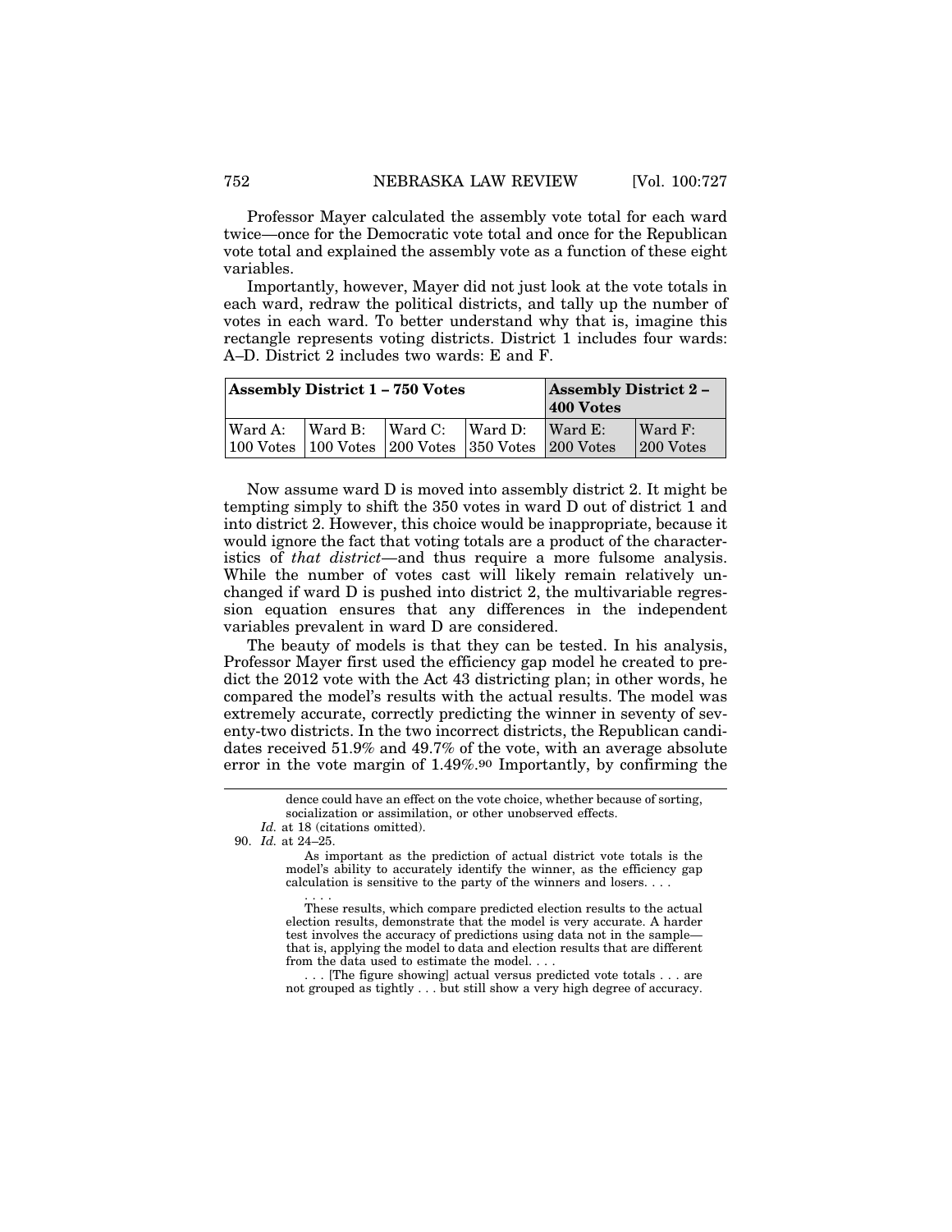Professor Mayer calculated the assembly vote total for each ward twice—once for the Democratic vote total and once for the Republican vote total and explained the assembly vote as a function of these eight variables.

Importantly, however, Mayer did not just look at the vote totals in each ward, redraw the political districts, and tally up the number of votes in each ward. To better understand why that is, imagine this rectangle represents voting districts. District 1 includes four wards: A–D. District 2 includes two wards: E and F.

| **Assembly District 1 – 750 Votes** | | | | **Assembly District 2 – 400 Votes** | |
|---|---|---|---|---|---|
| Ward A: 100 Votes | Ward B: 100 Votes | Ward C: 200 Votes | Ward D: 350 Votes | Ward E: 200 Votes | Ward F: 200 Votes |

Now assume ward D is moved into assembly district 2. It might be tempting simply to shift the 350 votes in ward D out of district 1 and into district 2. However, this choice would be inappropriate, because it would ignore the fact that voting totals are a product of the characteristics of *that district*—and thus require a more fulsome analysis. While the number of votes cast will likely remain relatively unchanged if ward D is pushed into district 2, the multivariable regression equation ensures that any differences in the independent variables prevalent in ward D are considered.

The beauty of models is that they can be tested. In his analysis, Professor Mayer first used the efficiency gap model he created to predict the 2012 vote with the Act 43 districting plan; in other words, he compared the model's results with the actual results. The model was extremely accurate, correctly predicting the winner in seventy of seventy-two districts. In the two incorrect districts, the Republican candidates received 51.9% and 49.7% of the vote, with an average absolute error in the vote margin of 1.49%.[90] Importantly, by confirming the

---

> dence could have an effect on the vote choice, whether because of sorting, socialization or assimilation, or other unobserved effects.

*Id.* at 18 (citations omitted).

90. *Id.* at 24–25.

> As important as the prediction of actual district vote totals is the model's ability to accurately identify the winner, as the efficiency gap calculation is sensitive to the party of the winners and losers. . . .
>
> . . . .
>
> These results, which compare predicted election results to the actual election results, demonstrate that the model is very accurate. A harder test involves the accuracy of predictions using data not in the sample—that is, applying the model to data and election results that are different from the data used to estimate the model. . . .
>
> . . . [The figure showing] actual versus predicted vote totals . . . are not grouped as tightly . . . but still show a very high degree of accuracy.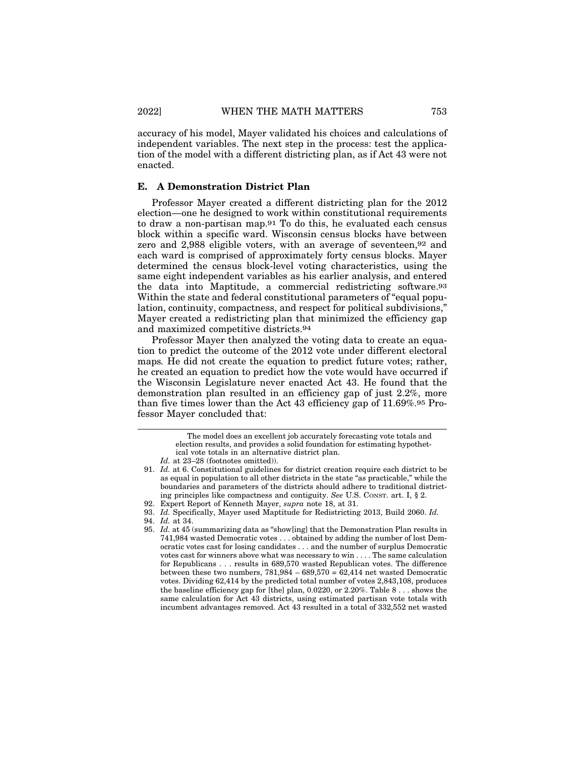accuracy of his model, Mayer validated his choices and calculations of independent variables. The next step in the process: test the application of the model with a different districting plan, as if Act 43 were not enacted.

### E. A Demonstration District Plan

Professor Mayer created a different districting plan for the 2012 election—one he designed to work within constitutional requirements to draw a non-partisan map.[91] To do this, he evaluated each census block within a specific ward. Wisconsin census blocks have between zero and 2,988 eligible voters, with an average of seventeen,[92] and each ward is comprised of approximately forty census blocks. Mayer determined the census block-level voting characteristics, using the same eight independent variables as his earlier analysis, and entered the data into Maptitude, a commercial redistricting software.[93] Within the state and federal constitutional parameters of "equal population, continuity, compactness, and respect for political subdivisions," Mayer created a redistricting plan that minimized the efficiency gap and maximized competitive districts.[94]

Professor Mayer then analyzed the voting data to create an equation to predict the outcome of the 2012 vote under different electoral maps. He did not create the equation to predict future votes; rather, he created an equation to predict how the vote would have occurred if the Wisconsin Legislature never enacted Act 43. He found that the demonstration plan resulted in an efficiency gap of just 2.2%, more than five times lower than the Act 43 efficiency gap of 11.69%.[95] Professor Mayer concluded that:

---

> The model does an excellent job accurately forecasting vote totals and election results, and provides a solid foundation for estimating hypothetical vote totals in an alternative district plan.

*Id.* at 23–28 (footnotes omitted)).

91. *Id.* at 6. Constitutional guidelines for district creation require each district to be as equal in population to all other districts in the state "as practicable," while the boundaries and parameters of the districts should adhere to traditional districting principles like compactness and contiguity. *See* U.S. Const. art. I, § 2.

92. Expert Report of Kenneth Mayer, *supra* note 18, at 31.

93. *Id.* Specifically, Mayer used Maptitude for Redistricting 2013, Build 2060. *Id.*

94. *Id.* at 34.

95. *Id.* at 45 (summarizing data as "show[ing] that the Demonstration Plan results in 741,984 wasted Democratic votes . . . obtained by adding the number of lost Democratic votes cast for losing candidates . . . and the number of surplus Democratic votes cast for winners above what was necessary to win . . . . The same calculation for Republicans . . . results in 689,570 wasted Republican votes. The difference between these two numbers, 781,984 – 689,570 = 62,414 net wasted Democratic votes. Dividing 62,414 by the predicted total number of votes 2,843,108, produces the baseline efficiency gap for [the] plan, 0.0220, or 2.20%. Table 8 . . . shows the same calculation for Act 43 districts, using estimated partisan vote totals with incumbent advantages removed. Act 43 resulted in a total of 332,552 net wasted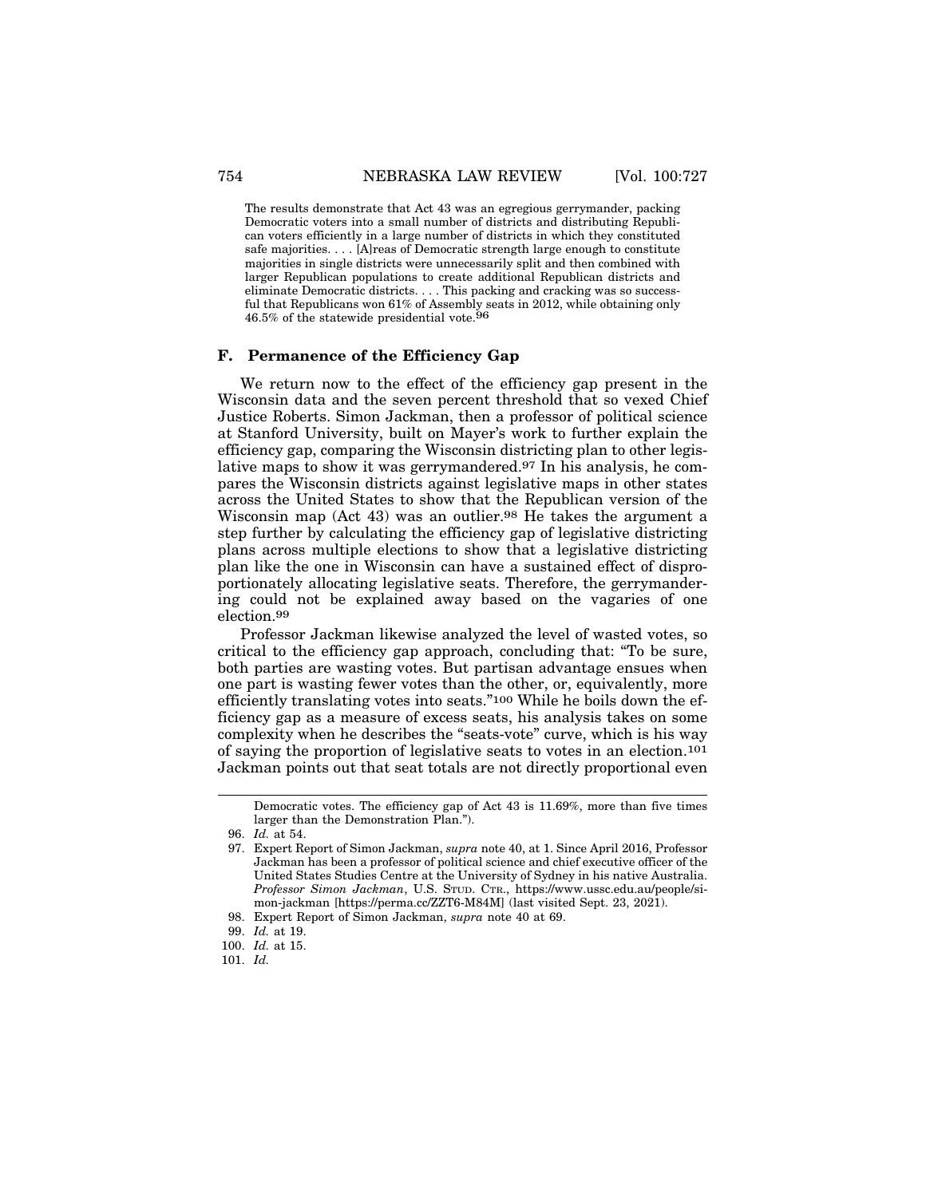> The results demonstrate that Act 43 was an egregious gerrymander, packing Democratic voters into a small number of districts and distributing Republican voters efficiently in a large number of districts in which they constituted safe majorities. . . . [A]reas of Democratic strength large enough to constitute majorities in single districts were unnecessarily split and then combined with larger Republican populations to create additional Republican districts and eliminate Democratic districts. . . . This packing and cracking was so successful that Republicans won 61% of Assembly seats in 2012, while obtaining only 46.5% of the statewide presidential vote.[96]

### F. Permanence of the Efficiency Gap

We return now to the effect of the efficiency gap present in the Wisconsin data and the seven percent threshold that so vexed Chief Justice Roberts. Simon Jackman, then a professor of political science at Stanford University, built on Mayer's work to further explain the efficiency gap, comparing the Wisconsin districting plan to other legislative maps to show it was gerrymandered.[97] In his analysis, he compares the Wisconsin districts against legislative maps in other states across the United States to show that the Republican version of the Wisconsin map (Act 43) was an outlier.[98] He takes the argument a step further by calculating the efficiency gap of legislative districting plans across multiple elections to show that a legislative districting plan like the one in Wisconsin can have a sustained effect of disproportionately allocating legislative seats. Therefore, the gerrymandering could not be explained away based on the vagaries of one election.[99]

Professor Jackman likewise analyzed the level of wasted votes, so critical to the efficiency gap approach, concluding that: "To be sure, both parties are wasting votes. But partisan advantage ensues when one part is wasting fewer votes than the other, or, equivalently, more efficiently translating votes into seats."[100] While he boils down the efficiency gap as a measure of excess seats, his analysis takes on some complexity when he describes the "seats-vote" curve, which is his way of saying the proportion of legislative seats to votes in an election.[101] Jackman points out that seat totals are not directly proportional even

---

Democratic votes. The efficiency gap of Act 43 is 11.69%, more than five times larger than the Demonstration Plan.").

96. *Id.* at 54.

97. Expert Report of Simon Jackman, *supra* note 40, at 1. Since April 2016, Professor Jackman has been a professor of political science and chief executive officer of the United States Studies Centre at the University of Sydney in his native Australia. *Professor Simon Jackman*, U.S. STUD. CTR., https://www.ussc.edu.au/people/simon-jackman [https://perma.cc/ZZT6-M84M] (last visited Sept. 23, 2021).

98. Expert Report of Simon Jackman, *supra* note 40 at 69.

99. *Id.* at 19.

100. *Id.* at 15.

101. *Id.*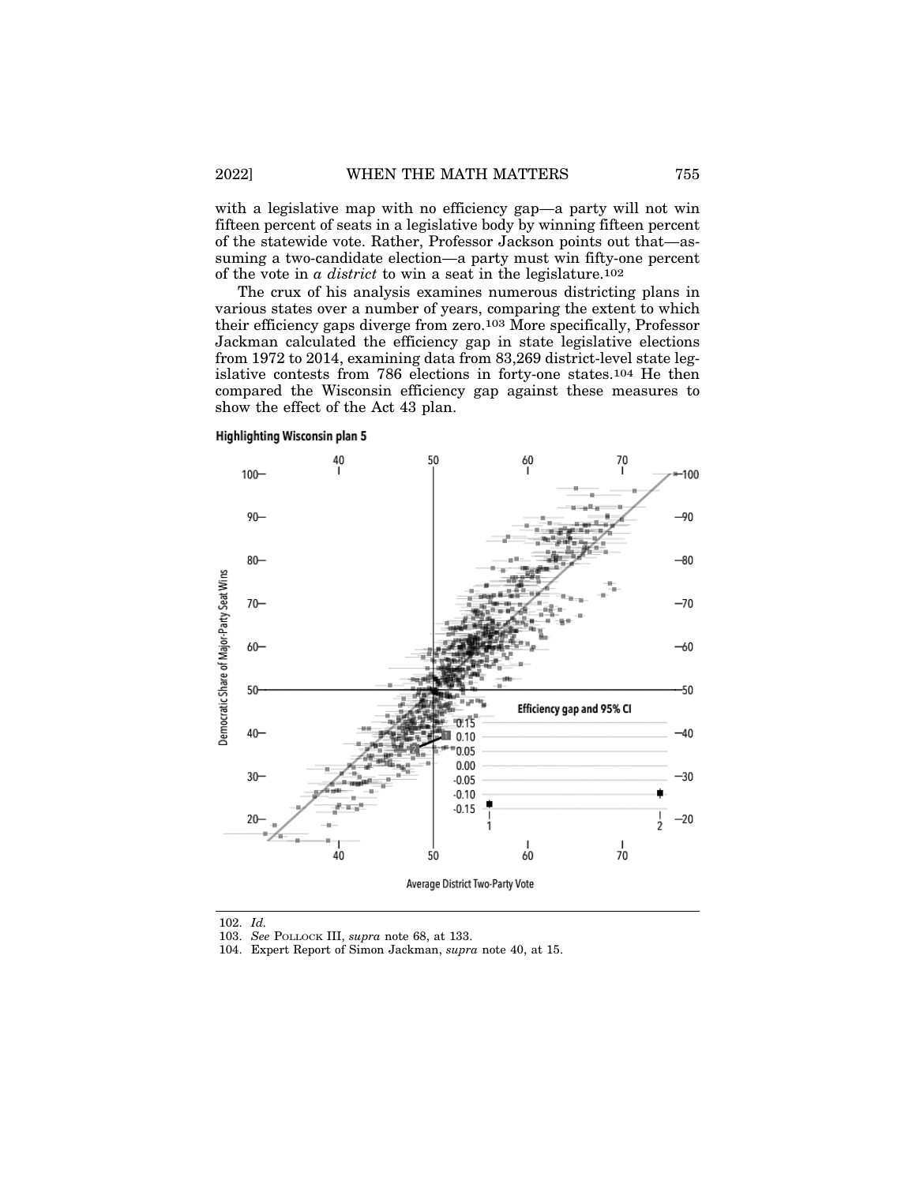with a legislative map with no efficiency gap—a party will not win fifteen percent of seats in a legislative body by winning fifteen percent of the statewide vote. Rather, Professor Jackson points out that—assuming a two-candidate election—a party must win fifty-one percent of the vote in *a district* to win a seat in the legislature.[102]

The crux of his analysis examines numerous districting plans in various states over a number of years, comparing the extent to which their efficiency gaps diverge from zero.[103] More specifically, Professor Jackman calculated the efficiency gap in state legislative elections from 1972 to 2014, examining data from 83,269 district-level state legislative contests from 786 elections in forty-one states.[104] He then compared the Wisconsin efficiency gap against these measures to show the effect of the Act 43 plan.

**Highlighting Wisconsin plan 5**

---

102. *Id.*

103. *See* POLLOCK III, *supra* note 68, at 133.

104. Expert Report of Simon Jackman, *supra* note 40, at 15.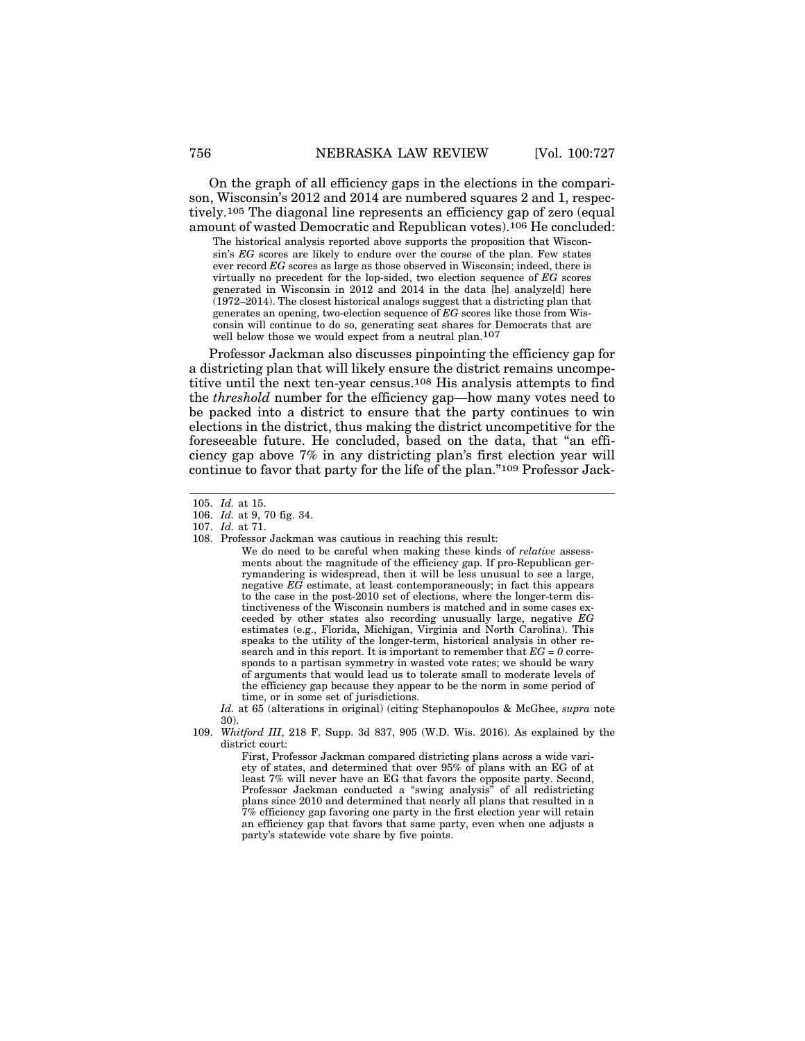On the graph of all efficiency gaps in the elections in the comparison, Wisconsin's 2012 and 2014 are numbered squares 2 and 1, respectively.[105] The diagonal line represents an efficiency gap of zero (equal amount of wasted Democratic and Republican votes).[106] He concluded:

> The historical analysis reported above supports the proposition that Wisconsin's *EG* scores are likely to endure over the course of the plan. Few states ever record *EG* scores as large as those observed in Wisconsin; indeed, there is virtually no precedent for the lop-sided, two election sequence of *EG* scores generated in Wisconsin in 2012 and 2014 in the data [he] analyze[d] here (1972–2014). The closest historical analogs suggest that a districting plan that generates an opening, two-election sequence of *EG* scores like those from Wisconsin will continue to do so, generating seat shares for Democrats that are well below those we would expect from a neutral plan.[107]

Professor Jackman also discusses pinpointing the efficiency gap for a districting plan that will likely ensure the district remains uncompetitive until the next ten-year census.[108] His analysis attempts to find the *threshold* number for the efficiency gap—how many votes need to be packed into a district to ensure that the party continues to win elections in the district, thus making the district uncompetitive for the foreseeable future. He concluded, based on the data, that "an efficiency gap above 7% in any districting plan's first election year will continue to favor that party for the life of the plan."[109] Professor Jack-

---

105. *Id.* at 15.

106. *Id.* at 9, 70 fig. 34.

107. *Id.* at 71.

108. Professor Jackman was cautious in reaching this result:

> We do need to be careful when making these kinds of *relative* assessments about the magnitude of the efficiency gap. If pro-Republican gerrymandering is widespread, then it will be less unusual to see a large, negative *EG* estimate, at least contemporaneously; in fact this appears to the case in the post-2010 set of elections, where the longer-term distinctiveness of the Wisconsin numbers is matched and in some cases exceeded by other states also recording unusually large, negative *EG* estimates (e.g., Florida, Michigan, Virginia and North Carolina). This speaks to the utility of the longer-term, historical analysis in other research and in this report. It is important to remember that *EG = 0* corresponds to a partisan symmetry in wasted vote rates; we should be wary of arguments that would lead us to tolerate small to moderate levels of the efficiency gap because they appear to be the norm in some period of time, or in some set of jurisdictions.

*Id.* at 65 (alterations in original) (citing Stephanopoulos & McGhee, *supra* note 30).

109. *Whitford III*, 218 F. Supp. 3d 837, 905 (W.D. Wis. 2016). As explained by the district court:

> First, Professor Jackman compared districting plans across a wide variety of states, and determined that over 95% of plans with an EG of at least 7% will never have an EG that favors the opposite party. Second, Professor Jackman conducted a "swing analysis" of all redistricting plans since 2010 and determined that nearly all plans that resulted in a 7% efficiency gap favoring one party in the first election year will retain an efficiency gap that favors that same party, even when one adjusts a party's statewide vote share by five points.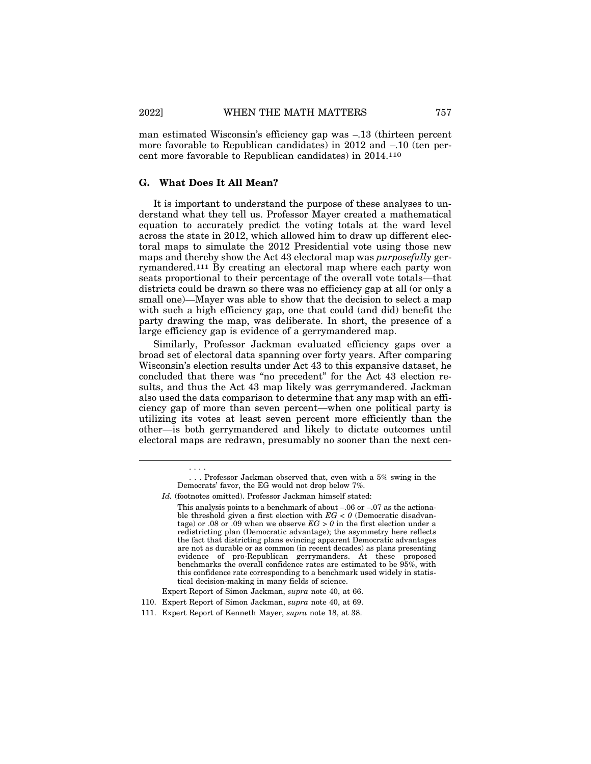man estimated Wisconsin's efficiency gap was –.13 (thirteen percent more favorable to Republican candidates) in 2012 and –.10 (ten percent more favorable to Republican candidates) in 2014.[110]

## G. What Does It All Mean?

It is important to understand the purpose of these analyses to understand what they tell us. Professor Mayer created a mathematical equation to accurately predict the voting totals at the ward level across the state in 2012, which allowed him to draw up different electoral maps to simulate the 2012 Presidential vote using those new maps and thereby show the Act 43 electoral map was *purposefully* gerrymandered.[111] By creating an electoral map where each party won seats proportional to their percentage of the overall vote totals—that districts could be drawn so there was no efficiency gap at all (or only a small one)—Mayer was able to show that the decision to select a map with such a high efficiency gap, one that could (and did) benefit the party drawing the map, was deliberate. In short, the presence of a large efficiency gap is evidence of a gerrymandered map.

Similarly, Professor Jackman evaluated efficiency gaps over a broad set of electoral data spanning over forty years. After comparing Wisconsin's election results under Act 43 to this expansive dataset, he concluded that there was "no precedent" for the Act 43 election results, and thus the Act 43 map likely was gerrymandered. Jackman also used the data comparison to determine that any map with an efficiency gap of more than seven percent—when one political party is utilizing its votes at least seven percent more efficiently than the other—is both gerrymandered and likely to dictate outcomes until electoral maps are redrawn, presumably no sooner than the next cen-

---

> . . . .
>
> . . . Professor Jackman observed that, even with a 5% swing in the Democrats' favor, the EG would not drop below 7%.

*Id.* (footnotes omitted). Professor Jackman himself stated:

> This analysis points to a benchmark of about –.06 or –.07 as the actionable threshold given a first election with $EG < 0$ (Democratic disadvantage) or .08 or .09 when we observe $EG > 0$ in the first election under a redistricting plan (Democratic advantage); the asymmetry here reflects the fact that districting plans evincing apparent Democratic advantages are not as durable or as common (in recent decades) as plans presenting evidence of pro-Republican gerrymanders. At these proposed benchmarks the overall confidence rates are estimated to be 95%, with this confidence rate corresponding to a benchmark used widely in statistical decision-making in many fields of science.

Expert Report of Simon Jackman, *supra* note 40, at 66.

110. Expert Report of Simon Jackman, *supra* note 40, at 69.

111. Expert Report of Kenneth Mayer, *supra* note 18, at 38.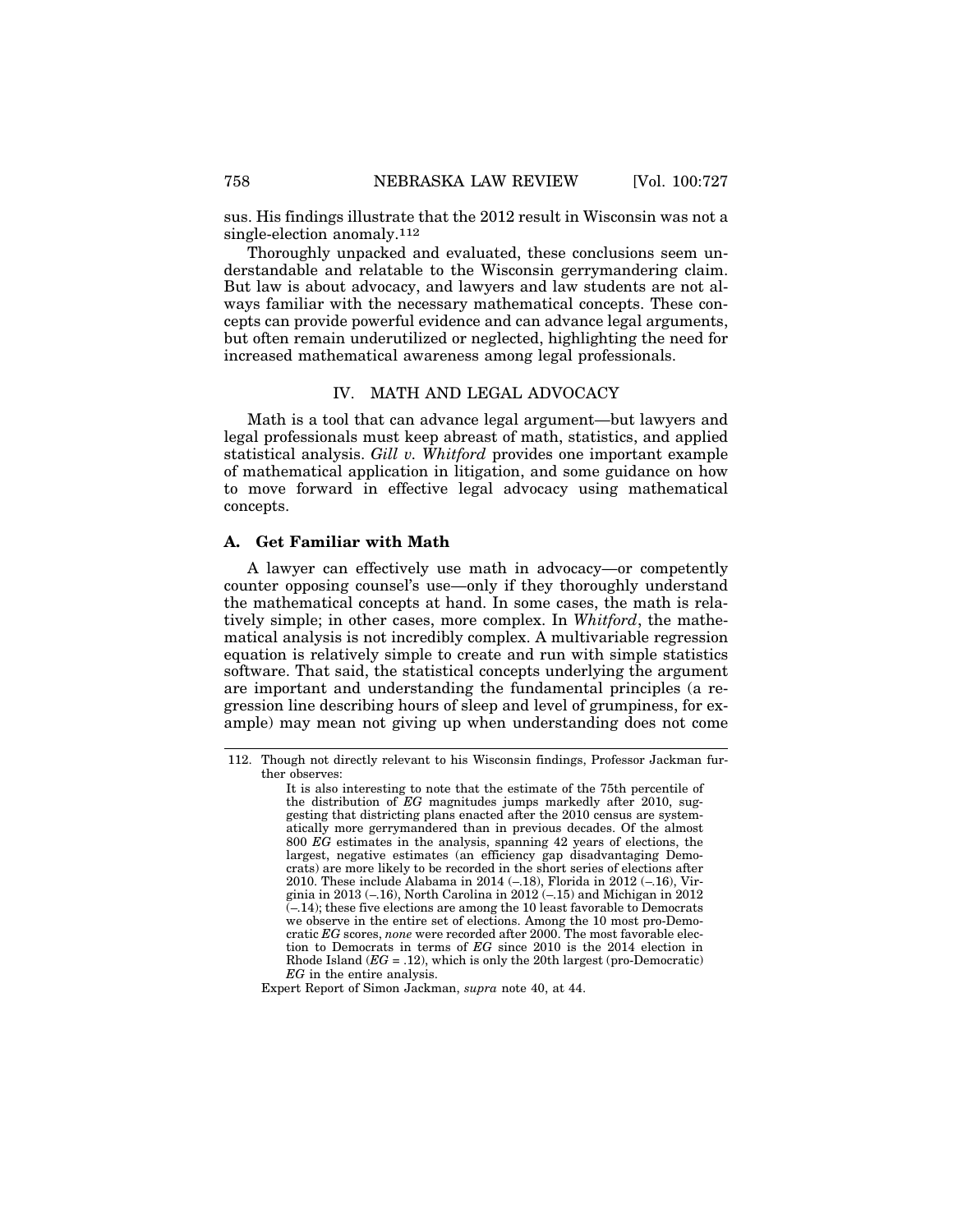sus. His findings illustrate that the 2012 result in Wisconsin was not a single-election anomaly.[112]

Thoroughly unpacked and evaluated, these conclusions seem understandable and relatable to the Wisconsin gerrymandering claim. But law is about advocacy, and lawyers and law students are not always familiar with the necessary mathematical concepts. These concepts can provide powerful evidence and can advance legal arguments, but often remain underutilized or neglected, highlighting the need for increased mathematical awareness among legal professionals.

## IV. MATH AND LEGAL ADVOCACY

Math is a tool that can advance legal argument—but lawyers and legal professionals must keep abreast of math, statistics, and applied statistical analysis. *Gill v. Whitford* provides one important example of mathematical application in litigation, and some guidance on how to move forward in effective legal advocacy using mathematical concepts.

### A. Get Familiar with Math

A lawyer can effectively use math in advocacy—or competently counter opposing counsel's use—only if they thoroughly understand the mathematical concepts at hand. In some cases, the math is relatively simple; in other cases, more complex. In *Whitford*, the mathematical analysis is not incredibly complex. A multivariable regression equation is relatively simple to create and run with simple statistics software. That said, the statistical concepts underlying the argument are important and understanding the fundamental principles (a regression line describing hours of sleep and level of grumpiness, for example) may mean not giving up when understanding does not come

---

112. Though not directly relevant to his Wisconsin findings, Professor Jackman further observes:

> It is also interesting to note that the estimate of the 75th percentile of the distribution of *EG* magnitudes jumps markedly after 2010, suggesting that districting plans enacted after the 2010 census are systematically more gerrymandered than in previous decades. Of the almost 800 *EG* estimates in the analysis, spanning 42 years of elections, the largest, negative estimates (an efficiency gap disadvantaging Democrats) are more likely to be recorded in the short series of elections after 2010. These include Alabama in 2014 (–.18), Florida in 2012 (–.16), Virginia in 2013 (–.16), North Carolina in 2012 (–.15) and Michigan in 2012 (–.14); these five elections are among the 10 least favorable to Democrats we observe in the entire set of elections. Among the 10 most pro-Democratic *EG* scores, *none* were recorded after 2000. The most favorable election to Democrats in terms of *EG* since 2010 is the 2014 election in Rhode Island (*EG* = .12), which is only the 20th largest (pro-Democratic) *EG* in the entire analysis.

Expert Report of Simon Jackman, *supra* note 40, at 44.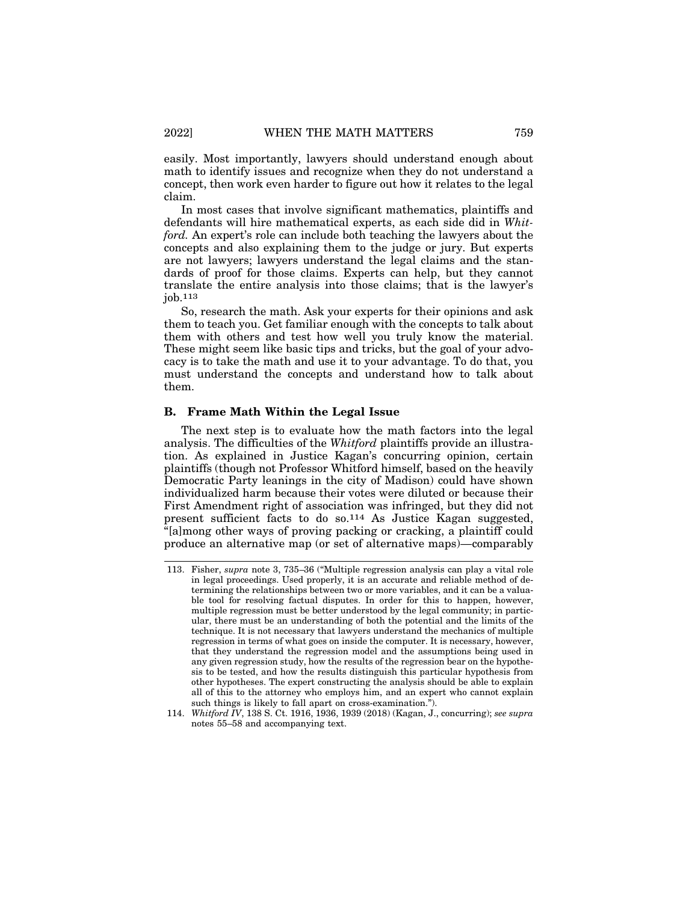easily. Most importantly, lawyers should understand enough about math to identify issues and recognize when they do not understand a concept, then work even harder to figure out how it relates to the legal claim.

In most cases that involve significant mathematics, plaintiffs and defendants will hire mathematical experts, as each side did in *Whitford.* An expert's role can include both teaching the lawyers about the concepts and also explaining them to the judge or jury. But experts are not lawyers; lawyers understand the legal claims and the standards of proof for those claims. Experts can help, but they cannot translate the entire analysis into those claims; that is the lawyer's job.[113]

So, research the math. Ask your experts for their opinions and ask them to teach you. Get familiar enough with the concepts to talk about them with others and test how well you truly know the material. These might seem like basic tips and tricks, but the goal of your advocacy is to take the math and use it to your advantage. To do that, you must understand the concepts and understand how to talk about them.

### B. Frame Math Within the Legal Issue

The next step is to evaluate how the math factors into the legal analysis. The difficulties of the *Whitford* plaintiffs provide an illustration. As explained in Justice Kagan's concurring opinion, certain plaintiffs (though not Professor Whitford himself, based on the heavily Democratic Party leanings in the city of Madison) could have shown individualized harm because their votes were diluted or because their First Amendment right of association was infringed, but they did not present sufficient facts to do so.[114] As Justice Kagan suggested, "[a]mong other ways of proving packing or cracking, a plaintiff could produce an alternative map (or set of alternative maps)—comparably

---

113. Fisher, *supra* note 3, 735–36 ("Multiple regression analysis can play a vital role in legal proceedings. Used properly, it is an accurate and reliable method of determining the relationships between two or more variables, and it can be a valuable tool for resolving factual disputes. In order for this to happen, however, multiple regression must be better understood by the legal community; in particular, there must be an understanding of both the potential and the limits of the technique. It is not necessary that lawyers understand the mechanics of multiple regression in terms of what goes on inside the computer. It is necessary, however, that they understand the regression model and the assumptions being used in any given regression study, how the results of the regression bear on the hypothesis to be tested, and how the results distinguish this particular hypothesis from other hypotheses. The expert constructing the analysis should be able to explain all of this to the attorney who employs him, and an expert who cannot explain such things is likely to fall apart on cross-examination.").

114. *Whitford IV*, 138 S. Ct. 1916, 1936, 1939 (2018) (Kagan, J., concurring); *see supra* notes 55–58 and accompanying text.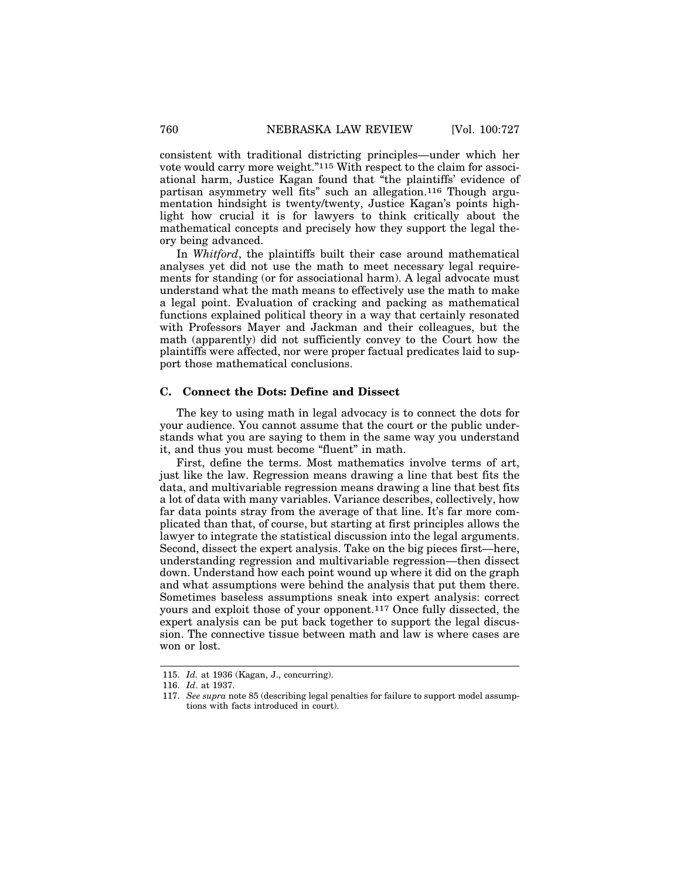consistent with traditional districting principles—under which her vote would carry more weight."[115] With respect to the claim for associational harm, Justice Kagan found that "the plaintiffs' evidence of partisan asymmetry well fits" such an allegation.[116] Though argumentation hindsight is twenty/twenty, Justice Kagan's points highlight how crucial it is for lawyers to think critically about the mathematical concepts and precisely how they support the legal theory being advanced.

In *Whitford*, the plaintiffs built their case around mathematical analyses yet did not use the math to meet necessary legal requirements for standing (or for associational harm). A legal advocate must understand what the math means to effectively use the math to make a legal point. Evaluation of cracking and packing as mathematical functions explained political theory in a way that certainly resonated with Professors Mayer and Jackman and their colleagues, but the math (apparently) did not sufficiently convey to the Court how the plaintiffs were affected, nor were proper factual predicates laid to support those mathematical conclusions.

### C. Connect the Dots: Define and Dissect

The key to using math in legal advocacy is to connect the dots for your audience. You cannot assume that the court or the public understands what you are saying to them in the same way you understand it, and thus you must become "fluent" in math.

First, define the terms. Most mathematics involve terms of art, just like the law. Regression means drawing a line that best fits the data, and multivariable regression means drawing a line that best fits a lot of data with many variables. Variance describes, collectively, how far data points stray from the average of that line. It's far more complicated than that, of course, but starting at first principles allows the lawyer to integrate the statistical discussion into the legal arguments. Second, dissect the expert analysis. Take on the big pieces first—here, understanding regression and multivariable regression—then dissect down. Understand how each point wound up where it did on the graph and what assumptions were behind the analysis that put them there. Sometimes baseless assumptions sneak into expert analysis: correct yours and exploit those of your opponent.[117] Once fully dissected, the expert analysis can be put back together to support the legal discussion. The connective tissue between math and law is where cases are won or lost.

---

115. *Id.* at 1936 (Kagan, J., concurring).

116. *Id*. at 1937.

117. *See supra* note 85 (describing legal penalties for failure to support model assumptions with facts introduced in court).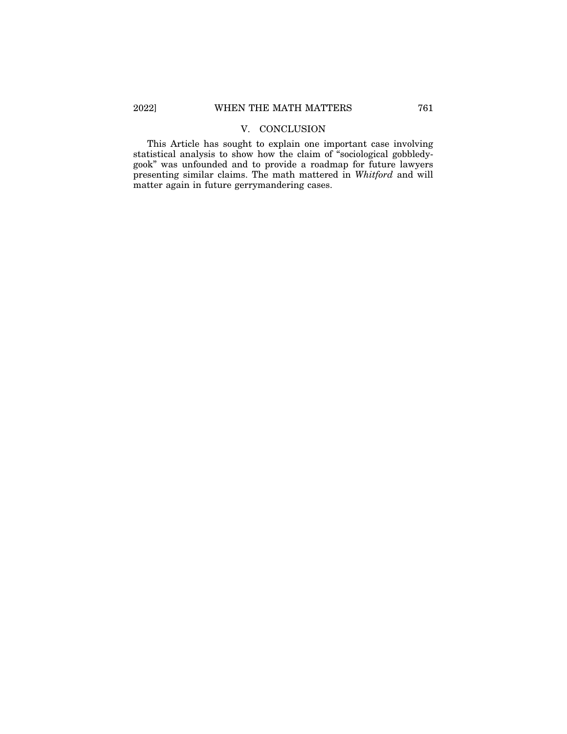## V. CONCLUSION

This Article has sought to explain one important case involving statistical analysis to show how the claim of "sociological gobbledygook" was unfounded and to provide a roadmap for future lawyers presenting similar claims. The math mattered in *Whitford* and will matter again in future gerrymandering cases.